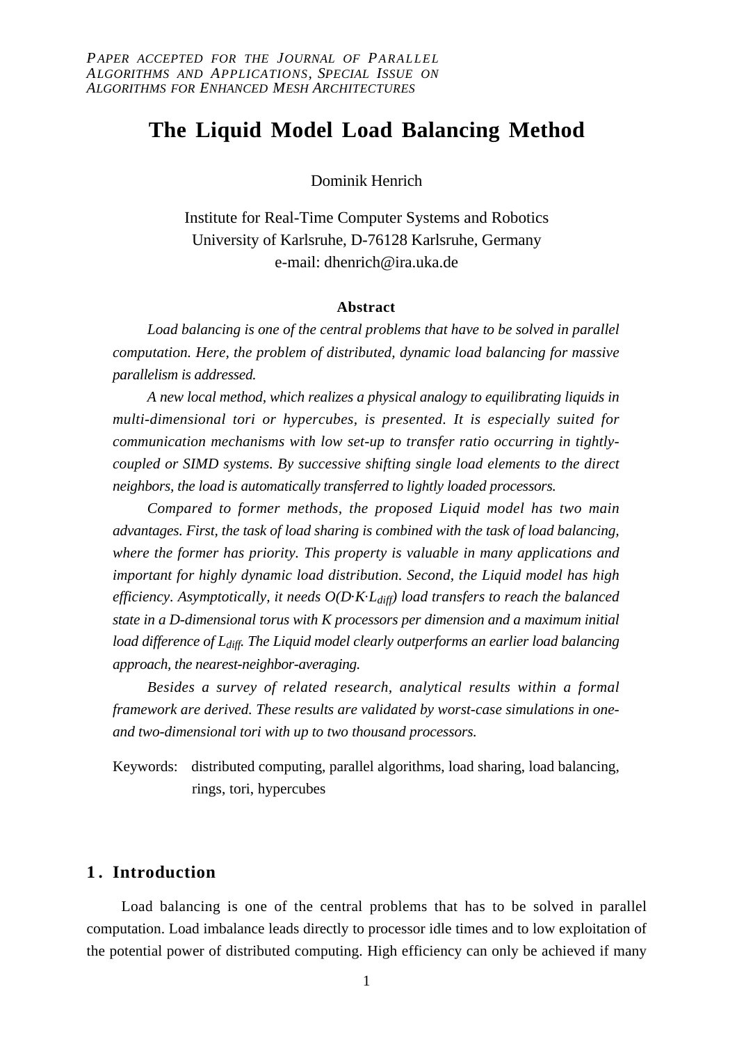*PAPER ACCEPTED FOR THE JOURNAL OF PARALLEL ALGORITHMS AND APPLICATIONS, SPECIAL ISSUE ON ALGORITHMS FOR ENHANCED MESH ARCHITECTURES*

# The Liquid Model Load Balancing Method

Dominik Henrich

Institute for Real-Time Computer Systems and Robotics
University of Karlsruhe, D-76128 Karlsruhe, Germany
e-mail: dhenrich@ira.uka.de

**Abstract**

*Load balancing is one of the central problems that have to be solved in parallel computation. Here, the problem of distributed, dynamic load balancing for massive parallelism is addressed.*

*A new local method, which realizes a physical analogy to equilibrating liquids in multi-dimensional tori or hypercubes, is presented. It is especially suited for communication mechanisms with low set-up to transfer ratio occurring in tightly-coupled or SIMD systems. By successive shifting single load elements to the direct neighbors, the load is automatically transferred to lightly loaded processors.*

*Compared to former methods, the proposed Liquid model has two main advantages. First, the task of load sharing is combined with the task of load balancing, where the former has priority. This property is valuable in many applications and important for highly dynamic load distribution. Second, the Liquid model has high efficiency. Asymptotically, it needs $O(D \cdot K \cdot L_{diff})$ load transfers to reach the balanced state in a D-dimensional torus with K processors per dimension and a maximum initial load difference of $L_{diff}$. The Liquid model clearly outperforms an earlier load balancing approach, the nearest-neighbor-averaging.*

*Besides a survey of related research, analytical results within a formal framework are derived. These results are validated by worst-case simulations in one- and two-dimensional tori with up to two thousand processors.*

Keywords: distributed computing, parallel algorithms, load sharing, load balancing, rings, tori, hypercubes

## 1. Introduction

Load balancing is one of the central problems that has to be solved in parallel computation. Load imbalance leads directly to processor idle times and to low exploitation of the potential power of distributed computing. High efficiency can only be achieved if many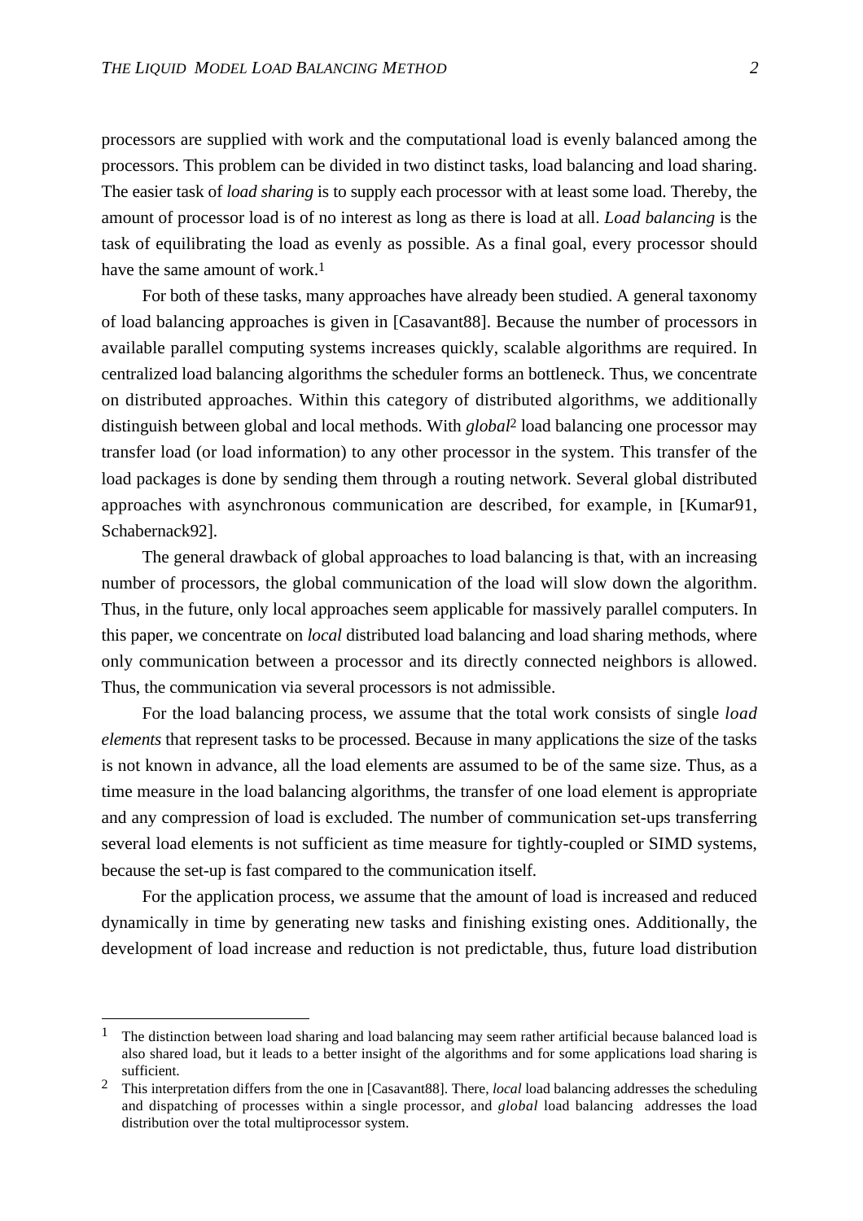processors are supplied with work and the computational load is evenly balanced among the processors. This problem can be divided in two distinct tasks, load balancing and load sharing. The easier task of *load sharing* is to supply each processor with at least some load. Thereby, the amount of processor load is of no interest as long as there is load at all. *Load balancing* is the task of equilibrating the load as evenly as possible. As a final goal, every processor should have the same amount of work.[1]

For both of these tasks, many approaches have already been studied. A general taxonomy of load balancing approaches is given in [Casavant88]. Because the number of processors in available parallel computing systems increases quickly, scalable algorithms are required. In centralized load balancing algorithms the scheduler forms an bottleneck. Thus, we concentrate on distributed approaches. Within this category of distributed algorithms, we additionally distinguish between global and local methods. With *global*[2] load balancing one processor may transfer load (or load information) to any other processor in the system. This transfer of the load packages is done by sending them through a routing network. Several global distributed approaches with asynchronous communication are described, for example, in [Kumar91, Schabernack92].

The general drawback of global approaches to load balancing is that, with an increasing number of processors, the global communication of the load will slow down the algorithm. Thus, in the future, only local approaches seem applicable for massively parallel computers. In this paper, we concentrate on *local* distributed load balancing and load sharing methods, where only communication between a processor and its directly connected neighbors is allowed. Thus, the communication via several processors is not admissible.

For the load balancing process, we assume that the total work consists of single *load elements* that represent tasks to be processed. Because in many applications the size of the tasks is not known in advance, all the load elements are assumed to be of the same size. Thus, as a time measure in the load balancing algorithms, the transfer of one load element is appropriate and any compression of load is excluded. The number of communication set-ups transferring several load elements is not sufficient as time measure for tightly-coupled or SIMD systems, because the set-up is fast compared to the communication itself.

For the application process, we assume that the amount of load is increased and reduced dynamically in time by generating new tasks and finishing existing ones. Additionally, the development of load increase and reduction is not predictable, thus, future load distribution

---

[1] The distinction between load sharing and load balancing may seem rather artificial because balanced load is also shared load, but it leads to a better insight of the algorithms and for some applications load sharing is sufficient.

[2] This interpretation differs from the one in [Casavant88]. There, *local* load balancing addresses the scheduling and dispatching of processes within a single processor, and *global* load balancing addresses the load distribution over the total multiprocessor system.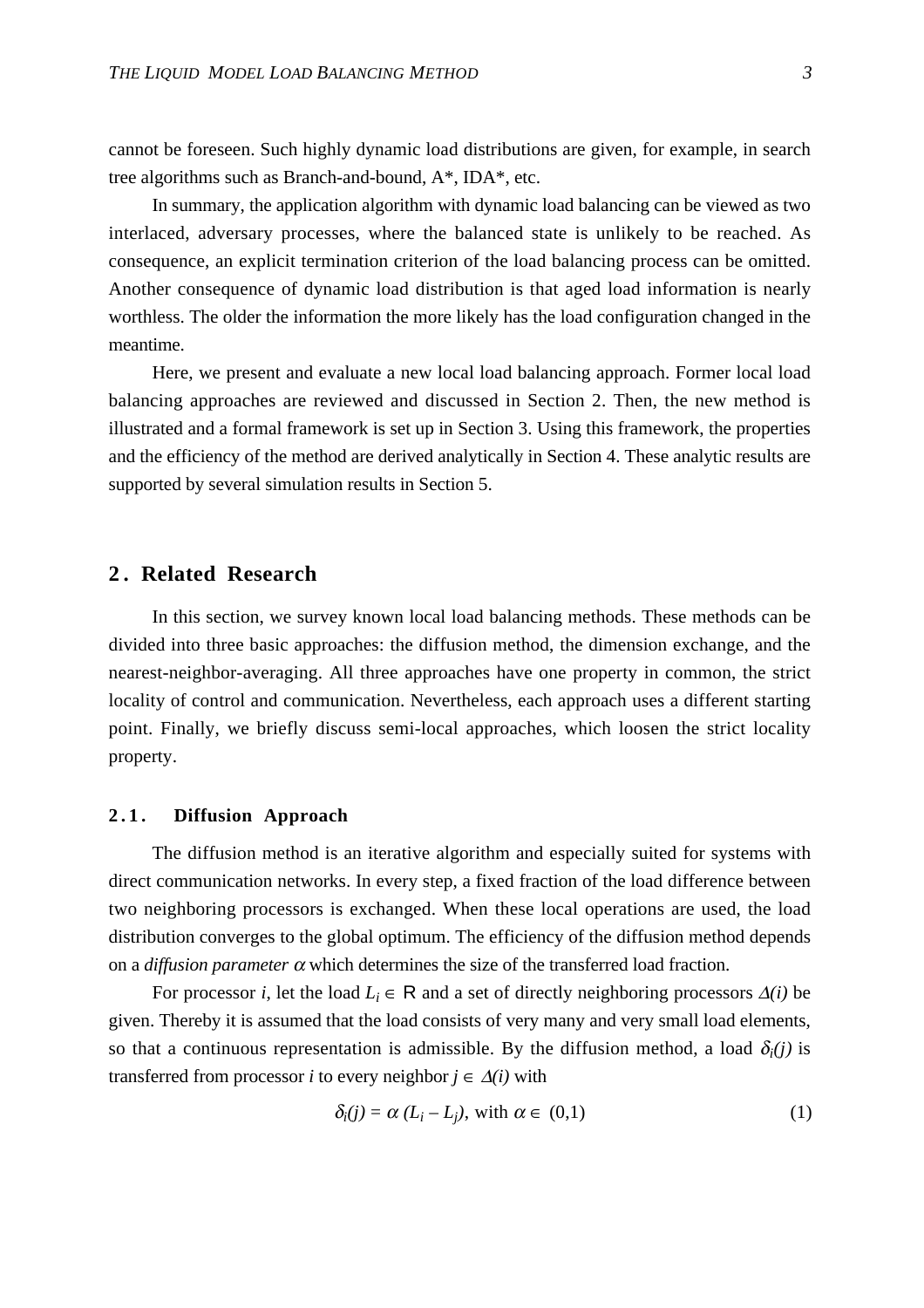cannot be foreseen. Such highly dynamic load distributions are given, for example, in search tree algorithms such as Branch-and-bound, A*, IDA*, etc.

In summary, the application algorithm with dynamic load balancing can be viewed as two interlaced, adversary processes, where the balanced state is unlikely to be reached. As consequence, an explicit termination criterion of the load balancing process can be omitted. Another consequence of dynamic load distribution is that aged load information is nearly worthless. The older the information the more likely has the load configuration changed in the meantime.

Here, we present and evaluate a new local load balancing approach. Former local load balancing approaches are reviewed and discussed in Section 2. Then, the new method is illustrated and a formal framework is set up in Section 3. Using this framework, the properties and the efficiency of the method are derived analytically in Section 4. These analytic results are supported by several simulation results in Section 5.

## 2. Related Research

In this section, we survey known local load balancing methods. These methods can be divided into three basic approaches: the diffusion method, the dimension exchange, and the nearest-neighbor-averaging. All three approaches have one property in common, the strict locality of control and communication. Nevertheless, each approach uses a different starting point. Finally, we briefly discuss semi-local approaches, which loosen the strict locality property.

### 2.1. Diffusion Approach

The diffusion method is an iterative algorithm and especially suited for systems with direct communication networks. In every step, a fixed fraction of the load difference between two neighboring processors is exchanged. When these local operations are used, the load distribution converges to the global optimum. The efficiency of the diffusion method depends on a *diffusion parameter* $\alpha$ which determines the size of the transferred load fraction.

For processor $i$, let the load $L_i \in \mathbb{R}$ and a set of directly neighboring processors $\Delta(i)$ be given. Thereby it is assumed that the load consists of very many and very small load elements, so that a continuous representation is admissible. By the diffusion method, a load $\delta_i(j)$ is transferred from processor $i$ to every neighbor $j \in \Delta(i)$ with

$$\delta_i(j) = \alpha\,(L_i - L_j), \text{ with } \alpha \in (0,1) \tag{1}$$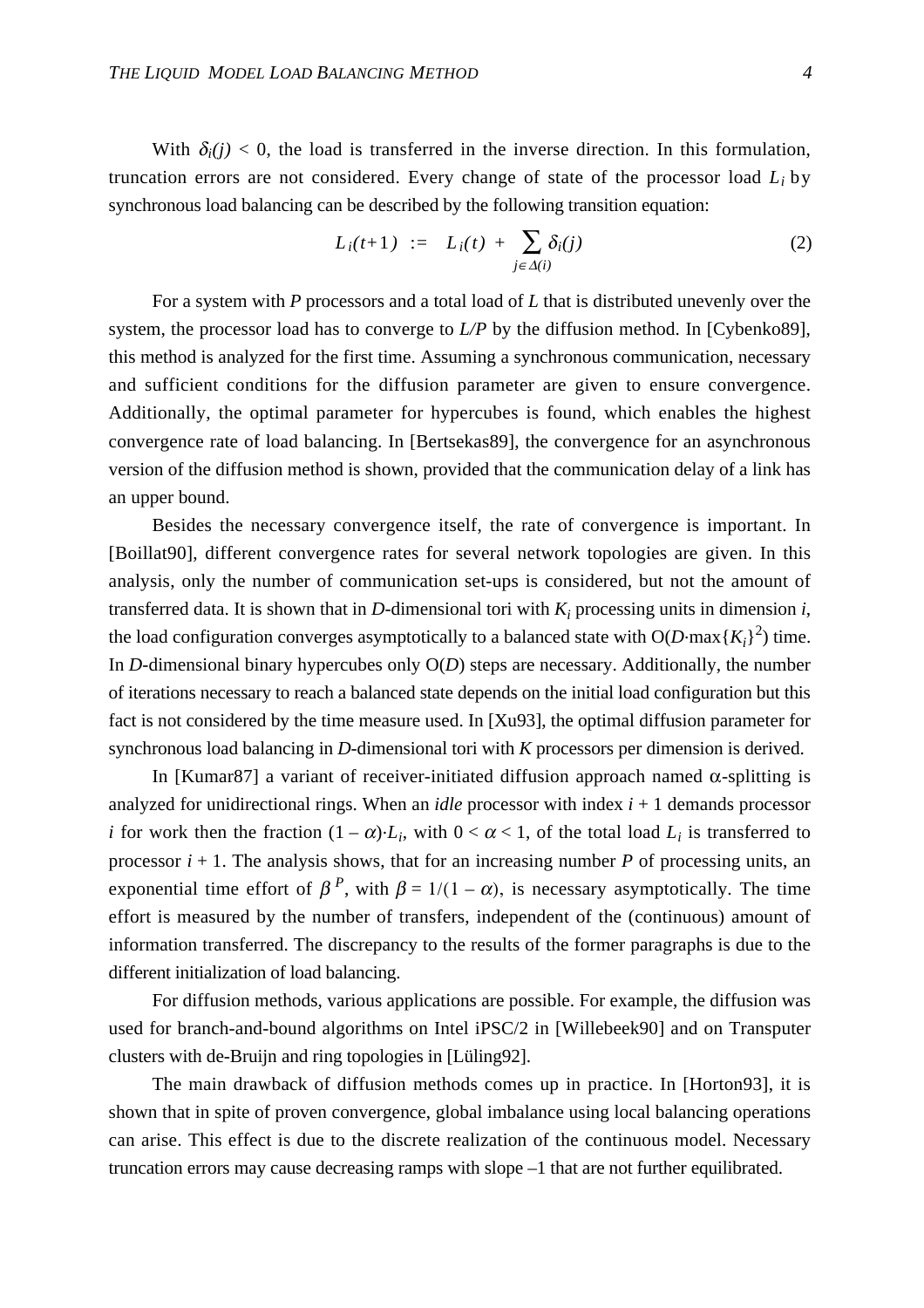With $\delta_i(j) < 0$, the load is transferred in the inverse direction. In this formulation, truncation errors are not considered. Every change of state of the processor load $L_i$ by synchronous load balancing can be described by the following transition equation:

$$L_i(t+1) \;:=\; L_i(t) + \sum_{j \in \Delta(i)} \delta_i(j) \tag{2}$$

For a system with $P$ processors and a total load of $L$ that is distributed unevenly over the system, the processor load has to converge to $L/P$ by the diffusion method. In [Cybenko89], this method is analyzed for the first time. Assuming a synchronous communication, necessary and sufficient conditions for the diffusion parameter are given to ensure convergence. Additionally, the optimal parameter for hypercubes is found, which enables the highest convergence rate of load balancing. In [Bertsekas89], the convergence for an asynchronous version of the diffusion method is shown, provided that the communication delay of a link has an upper bound.

Besides the necessary convergence itself, the rate of convergence is important. In [Boillat90], different convergence rates for several network topologies are given. In this analysis, only the number of communication set-ups is considered, but not the amount of transferred data. It is shown that in $D$-dimensional tori with $K_i$ processing units in dimension $i$, the load configuration converges asymptotically to a balanced state with $O(D \cdot \max\{K_i\}^2)$ time. In $D$-dimensional binary hypercubes only $O(D)$ steps are necessary. Additionally, the number of iterations necessary to reach a balanced state depends on the initial load configuration but this fact is not considered by the time measure used. In [Xu93], the optimal diffusion parameter for synchronous load balancing in $D$-dimensional tori with $K$ processors per dimension is derived.

In [Kumar87] a variant of receiver-initiated diffusion approach named $\alpha$-splitting is analyzed for unidirectional rings. When an *idle* processor with index $i + 1$ demands processor $i$ for work then the fraction $(1 - \alpha) \cdot L_i$, with $0 < \alpha < 1$, of the total load $L_i$ is transferred to processor $i + 1$. The analysis shows, that for an increasing number $P$ of processing units, an exponential time effort of $\beta^P$, with $\beta = 1/(1 - \alpha)$, is necessary asymptotically. The time effort is measured by the number of transfers, independent of the (continuous) amount of information transferred. The discrepancy to the results of the former paragraphs is due to the different initialization of load balancing.

For diffusion methods, various applications are possible. For example, the diffusion was used for branch-and-bound algorithms on Intel iPSC/2 in [Willebeek90] and on Transputer clusters with de-Bruijn and ring topologies in [Lüling92].

The main drawback of diffusion methods comes up in practice. In [Horton93], it is shown that in spite of proven convergence, global imbalance using local balancing operations can arise. This effect is due to the discrete realization of the continuous model. Necessary truncation errors may cause decreasing ramps with slope –1 that are not further equilibrated.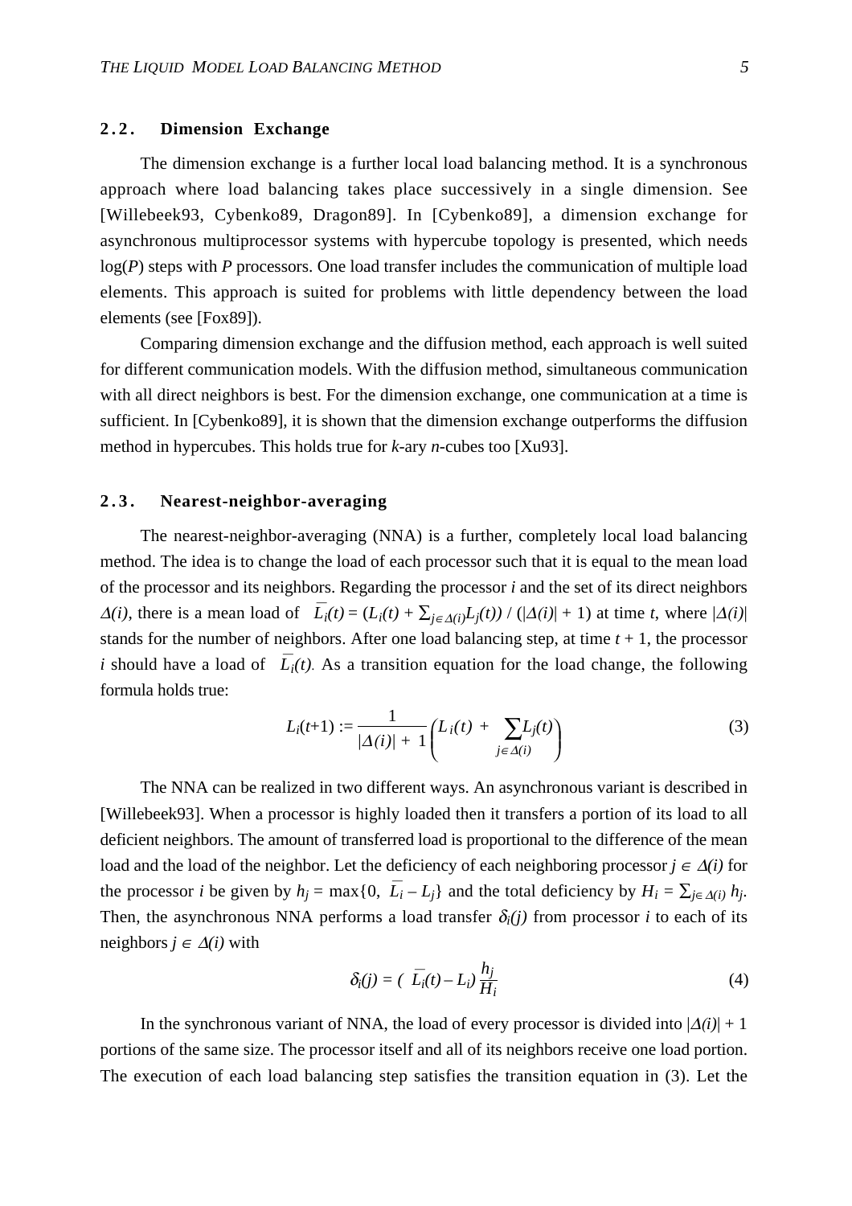### 2.2. Dimension Exchange

The dimension exchange is a further local load balancing method. It is a synchronous approach where load balancing takes place successively in a single dimension. See [Willebeek93, Cybenko89, Dragon89]. In [Cybenko89], a dimension exchange for asynchronous multiprocessor systems with hypercube topology is presented, which needs $\log(P)$ steps with $P$ processors. One load transfer includes the communication of multiple load elements. This approach is suited for problems with little dependency between the load elements (see [Fox89]).

Comparing dimension exchange and the diffusion method, each approach is well suited for different communication models. With the diffusion method, simultaneous communication with all direct neighbors is best. For the dimension exchange, one communication at a time is sufficient. In [Cybenko89], it is shown that the dimension exchange outperforms the diffusion method in hypercubes. This holds true for $k$-ary $n$-cubes too [Xu93].

### 2.3. Nearest-neighbor-averaging

The nearest-neighbor-averaging (NNA) is a further, completely local load balancing method. The idea is to change the load of each processor such that it is equal to the mean load of the processor and its neighbors. Regarding the processor $i$ and the set of its direct neighbors $\Delta(i)$, there is a mean load of $\bar{L}_i(t) = (L_i(t) + \sum_{j \in \Delta(i)} L_j(t)) / (|\Delta(i)| + 1)$ at time $t$, where $|\Delta(i)|$ stands for the number of neighbors. After one load balancing step, at time $t + 1$, the processor $i$ should have a load of $\bar{L}_i(t)$. As a transition equation for the load change, the following formula holds true:

$$L_i(t+1) := \frac{1}{|\Delta(i)| + 1}\left(L_i(t) + \sum_{j \in \Delta(i)} L_j(t)\right) \tag{3}$$

The NNA can be realized in two different ways. An asynchronous variant is described in [Willebeek93]. When a processor is highly loaded then it transfers a portion of its load to all deficient neighbors. The amount of transferred load is proportional to the difference of the mean load and the load of the neighbor. Let the deficiency of each neighboring processor $j \in \Delta(i)$ for the processor $i$ be given by $h_j = \max\{0, \bar{L}_i - L_j\}$ and the total deficiency by $H_i = \sum_{j \in \Delta(i)} h_j$. Then, the asynchronous NNA performs a load transfer $\delta_i(j)$ from processor $i$ to each of its neighbors $j \in \Delta(i)$ with

$$\delta_i(j) = (\bar{L}_i(t) - L_i)\,\frac{h_j}{H_i} \tag{4}$$

In the synchronous variant of NNA, the load of every processor is divided into $|\Delta(i)| + 1$ portions of the same size. The processor itself and all of its neighbors receive one load portion. The execution of each load balancing step satisfies the transition equation in (3). Let the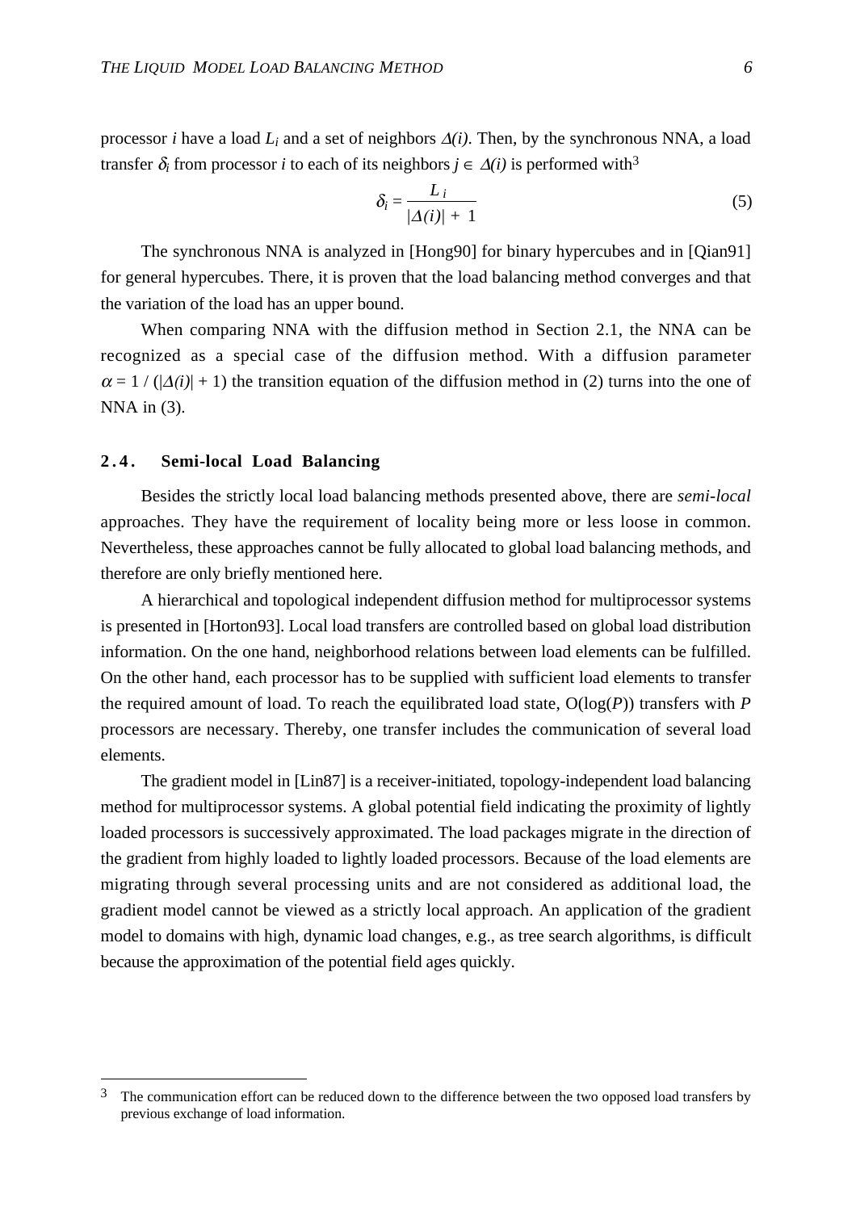processor $i$ have a load $L_i$ and a set of neighbors $\Delta(i)$. Then, by the synchronous NNA, a load transfer $\delta_i$ from processor $i$ to each of its neighbors $j \in \Delta(i)$ is performed with[3]

$$\delta_i = \frac{L_i}{|\Delta(i)| + 1} \tag{5}$$

The synchronous NNA is analyzed in [Hong90] for binary hypercubes and in [Qian91] for general hypercubes. There, it is proven that the load balancing method converges and that the variation of the load has an upper bound.

When comparing NNA with the diffusion method in Section 2.1, the NNA can be recognized as a special case of the diffusion method. With a diffusion parameter $\alpha = 1 / (|\Delta(i)| + 1)$ the transition equation of the diffusion method in (2) turns into the one of NNA in (3).

### 2.4. Semi-local Load Balancing

Besides the strictly local load balancing methods presented above, there are *semi-local* approaches. They have the requirement of locality being more or less loose in common. Nevertheless, these approaches cannot be fully allocated to global load balancing methods, and therefore are only briefly mentioned here.

A hierarchical and topological independent diffusion method for multiprocessor systems is presented in [Horton93]. Local load transfers are controlled based on global load distribution information. On the one hand, neighborhood relations between load elements can be fulfilled. On the other hand, each processor has to be supplied with sufficient load elements to transfer the required amount of load. To reach the equilibrated load state, $O(\log(P))$ transfers with $P$ processors are necessary. Thereby, one transfer includes the communication of several load elements.

The gradient model in [Lin87] is a receiver-initiated, topology-independent load balancing method for multiprocessor systems. A global potential field indicating the proximity of lightly loaded processors is successively approximated. The load packages migrate in the direction of the gradient from highly loaded to lightly loaded processors. Because of the load elements are migrating through several processing units and are not considered as additional load, the gradient model cannot be viewed as a strictly local approach. An application of the gradient model to domains with high, dynamic load changes, e.g., as tree search algorithms, is difficult because the approximation of the potential field ages quickly.

---

[3] The communication effort can be reduced down to the difference between the two opposed load transfers by previous exchange of load information.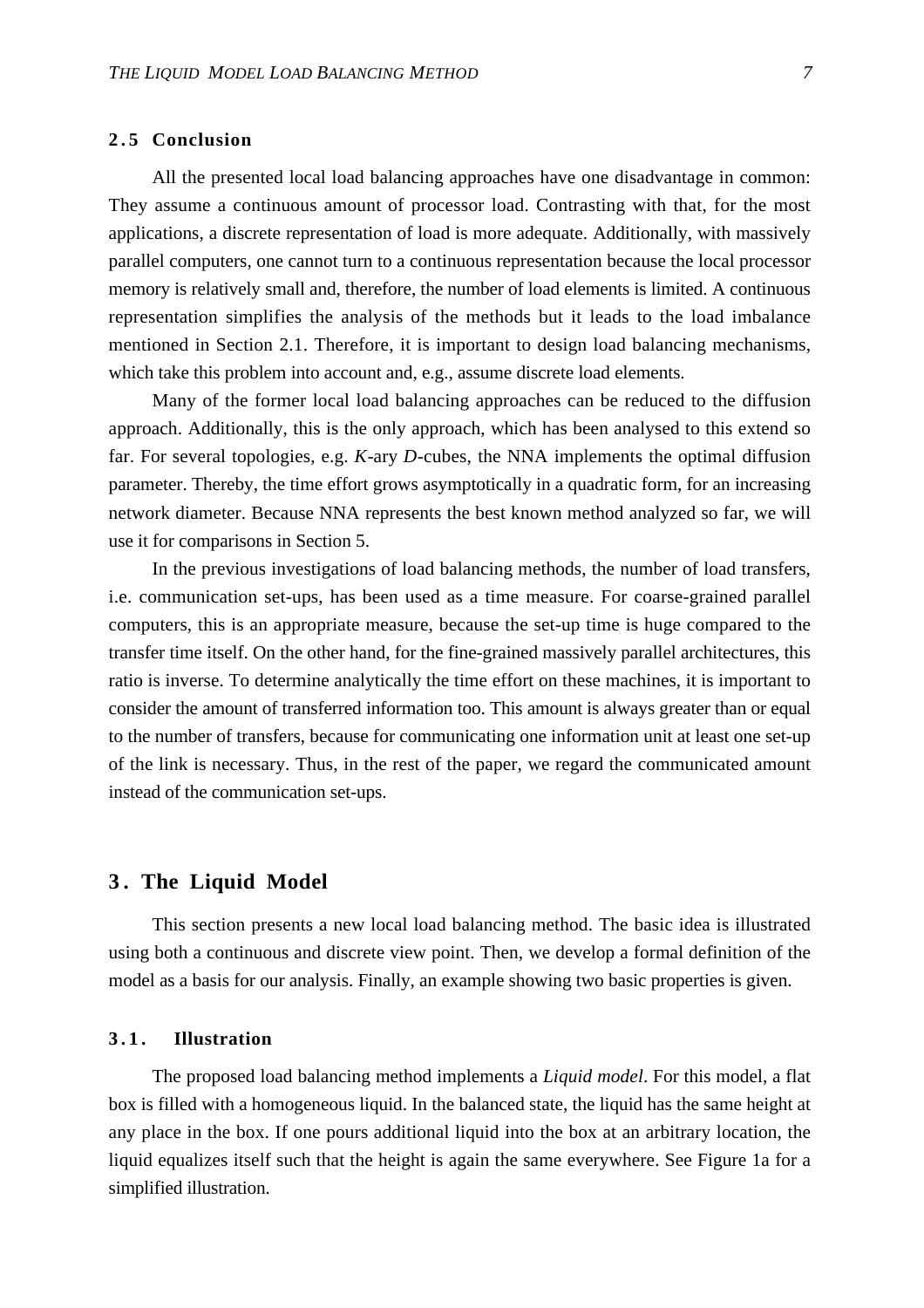### 2.5 Conclusion

All the presented local load balancing approaches have one disadvantage in common: They assume a continuous amount of processor load. Contrasting with that, for the most applications, a discrete representation of load is more adequate. Additionally, with massively parallel computers, one cannot turn to a continuous representation because the local processor memory is relatively small and, therefore, the number of load elements is limited. A continuous representation simplifies the analysis of the methods but it leads to the load imbalance mentioned in Section 2.1. Therefore, it is important to design load balancing mechanisms, which take this problem into account and, e.g., assume discrete load elements.

Many of the former local load balancing approaches can be reduced to the diffusion approach. Additionally, this is the only approach, which has been analysed to this extend so far. For several topologies, e.g. *K*-ary *D*-cubes, the NNA implements the optimal diffusion parameter. Thereby, the time effort grows asymptotically in a quadratic form, for an increasing network diameter. Because NNA represents the best known method analyzed so far, we will use it for comparisons in Section 5.

In the previous investigations of load balancing methods, the number of load transfers, i.e. communication set-ups, has been used as a time measure. For coarse-grained parallel computers, this is an appropriate measure, because the set-up time is huge compared to the transfer time itself. On the other hand, for the fine-grained massively parallel architectures, this ratio is inverse. To determine analytically the time effort on these machines, it is important to consider the amount of transferred information too. This amount is always greater than or equal to the number of transfers, because for communicating one information unit at least one set-up of the link is necessary. Thus, in the rest of the paper, we regard the communicated amount instead of the communication set-ups.

## 3. The Liquid Model

This section presents a new local load balancing method. The basic idea is illustrated using both a continuous and discrete view point. Then, we develop a formal definition of the model as a basis for our analysis. Finally, an example showing two basic properties is given.

### 3.1. Illustration

The proposed load balancing method implements a *Liquid model*. For this model, a flat box is filled with a homogeneous liquid. In the balanced state, the liquid has the same height at any place in the box. If one pours additional liquid into the box at an arbitrary location, the liquid equalizes itself such that the height is again the same everywhere. See Figure 1a for a simplified illustration.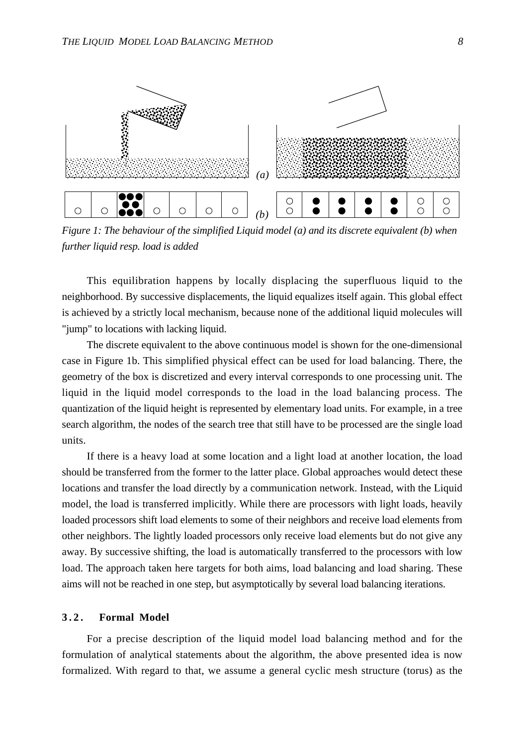*Figure 1: The behaviour of the simplified Liquid model (a) and its discrete equivalent (b) when further liquid resp. load is added*

This equilibration happens by locally displacing the superfluous liquid to the neighborhood. By successive displacements, the liquid equalizes itself again. This global effect is achieved by a strictly local mechanism, because none of the additional liquid molecules will "jump" to locations with lacking liquid.

The discrete equivalent to the above continuous model is shown for the one-dimensional case in Figure 1b. This simplified physical effect can be used for load balancing. There, the geometry of the box is discretized and every interval corresponds to one processing unit. The liquid in the liquid model corresponds to the load in the load balancing process. The quantization of the liquid height is represented by elementary load units. For example, in a tree search algorithm, the nodes of the search tree that still have to be processed are the single load units.

If there is a heavy load at some location and a light load at another location, the load should be transferred from the former to the latter place. Global approaches would detect these locations and transfer the load directly by a communication network. Instead, with the Liquid model, the load is transferred implicitly. While there are processors with light loads, heavily loaded processors shift load elements to some of their neighbors and receive load elements from other neighbors. The lightly loaded processors only receive load elements but do not give any away. By successive shifting, the load is automatically transferred to the processors with low load. The approach taken here targets for both aims, load balancing and load sharing. These aims will not be reached in one step, but asymptotically by several load balancing iterations.

### 3.2. Formal Model

For a precise description of the liquid model load balancing method and for the formulation of analytical statements about the algorithm, the above presented idea is now formalized. With regard to that, we assume a general cyclic mesh structure (torus) as the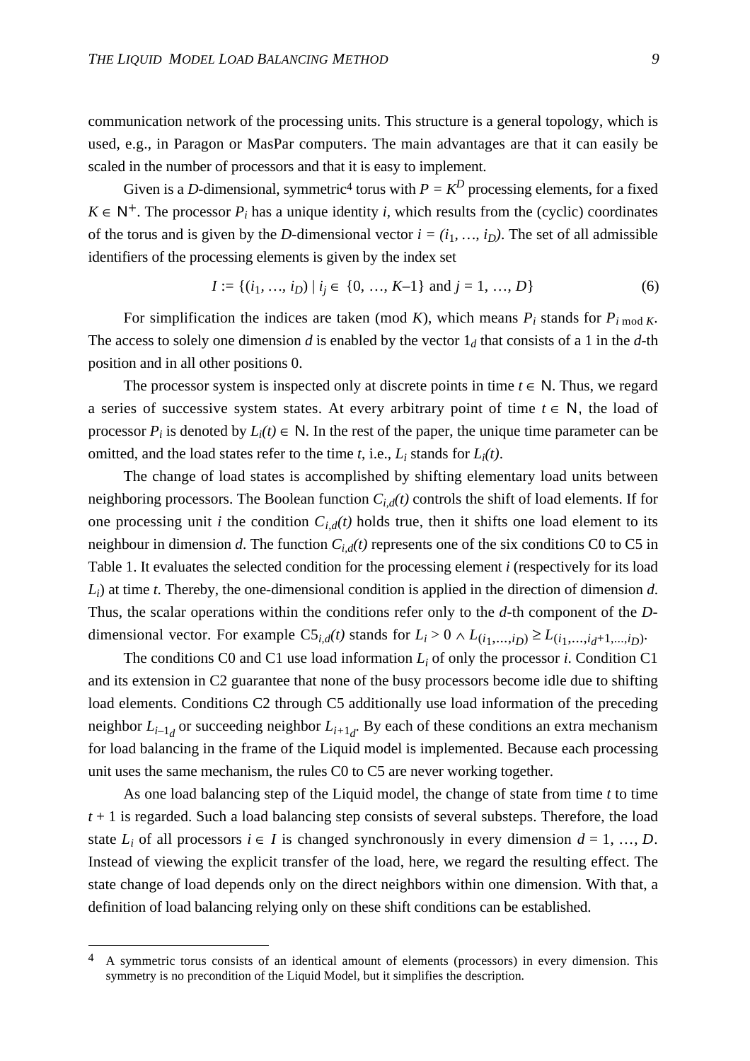communication network of the processing units. This structure is a general topology, which is used, e.g., in Paragon or MasPar computers. The main advantages are that it can easily be scaled in the number of processors and that it is easy to implement.

Given is a *D*-dimensional, symmetric[4] torus with $P = K^D$ processing elements, for a fixed $K \in \mathbb{N}^+$. The processor $P_i$ has a unique identity *i*, which results from the (cyclic) coordinates of the torus and is given by the *D*-dimensional vector $i = (i_1, \ldots, i_D)$. The set of all admissible identifiers of the processing elements is given by the index set

$$I := \{(i_1, \ldots, i_D) \mid i_j \in \{0, \ldots, K-1\} \text{ and } j = 1, \ldots, D\} \tag{6}$$

For simplification the indices are taken (mod *K*), which means $P_i$ stands for $P_{i \bmod K}$. The access to solely one dimension *d* is enabled by the vector $1_d$ that consists of a 1 in the *d*-th position and in all other positions 0.

The processor system is inspected only at discrete points in time $t \in \mathbb{N}$. Thus, we regard a series of successive system states. At every arbitrary point of time $t \in \mathbb{N}$, the load of processor $P_i$ is denoted by $L_i(t) \in \mathbb{N}$. In the rest of the paper, the unique time parameter can be omitted, and the load states refer to the time *t*, i.e., $L_i$ stands for $L_i(t)$.

The change of load states is accomplished by shifting elementary load units between neighboring processors. The Boolean function $C_{i,d}(t)$ controls the shift of load elements. If for one processing unit *i* the condition $C_{i,d}(t)$ holds true, then it shifts one load element to its neighbour in dimension *d*. The function $C_{i,d}(t)$ represents one of the six conditions C0 to C5 in Table 1. It evaluates the selected condition for the processing element *i* (respectively for its load $L_i$) at time *t*. Thereby, the one-dimensional condition is applied in the direction of dimension *d*. Thus, the scalar operations within the conditions refer only to the *d*-th component of the *D*-dimensional vector. For example $C5_{i,d}(t)$ stands for $L_i > 0 \wedge L_{(i_1,\ldots,i_D)} \geq L_{(i_1,\ldots,i_d+1,\ldots,i_D)}$.

The conditions C0 and C1 use load information $L_i$ of only the processor *i*. Condition C1 and its extension in C2 guarantee that none of the busy processors become idle due to shifting load elements. Conditions C2 through C5 additionally use load information of the preceding neighbor $L_{i-1_d}$ or succeeding neighbor $L_{i+1_d}$. By each of these conditions an extra mechanism for load balancing in the frame of the Liquid model is implemented. Because each processing unit uses the same mechanism, the rules C0 to C5 are never working together.

As one load balancing step of the Liquid model, the change of state from time *t* to time $t + 1$ is regarded. Such a load balancing step consists of several substeps. Therefore, the load state $L_i$ of all processors $i \in I$ is changed synchronously in every dimension $d = 1, \ldots, D$. Instead of viewing the explicit transfer of the load, here, we regard the resulting effect. The state change of load depends only on the direct neighbors within one dimension. With that, a definition of load balancing relying only on these shift conditions can be established.

---

[4] A symmetric torus consists of an identical amount of elements (processors) in every dimension. This symmetry is no precondition of the Liquid Model, but it simplifies the description.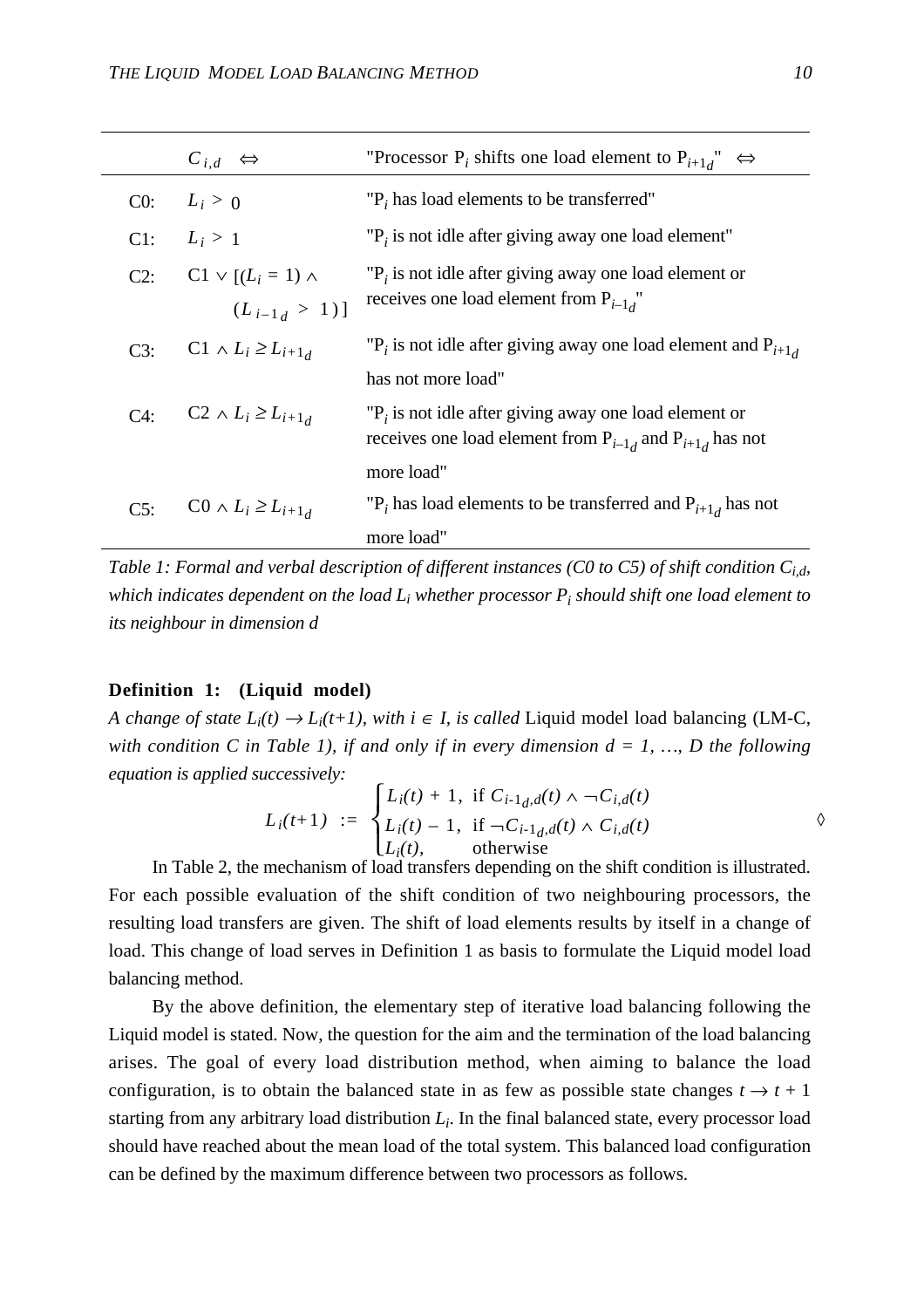| | $C_{i,d} \;\Leftrightarrow$ | "Processor $P_i$ shifts one load element to $P_{i+1_d}$" $\Leftrightarrow$ |
|---|---|---|
| C0: | $L_i > 0$ | "$P_i$ has load elements to be transferred" |
| C1: | $L_i > 1$ | "$P_i$ is not idle after giving away one load element" |
| C2: | $C1 \vee [(L_i = 1) \wedge (L_{i-1_d} > 1)]$ | "$P_i$ is not idle after giving away one load element or receives one load element from $P_{i-1_d}$" |
| C3: | $C1 \wedge L_i \geq L_{i+1_d}$ | "$P_i$ is not idle after giving away one load element and $P_{i+1_d}$ has not more load" |
| C4: | $C2 \wedge L_i \geq L_{i+1_d}$ | "$P_i$ is not idle after giving away one load element or receives one load element from $P_{i-1_d}$ and $P_{i+1_d}$ has not more load" |
| C5: | $C0 \wedge L_i \geq L_{i+1_d}$ | "$P_i$ has load elements to be transferred and $P_{i+1_d}$ has not more load" |

*Table 1: Formal and verbal description of different instances (C0 to C5) of shift condition $C_{i,d}$, which indicates dependent on the load $L_i$ whether processor $P_i$ should shift one load element to its neighbour in dimension d*

**Definition 1: (Liquid model)**
*A change of state $L_i(t) \rightarrow L_i(t+1)$, with $i \in I$, is called* Liquid model load balancing (LM-C, *with condition C in Table 1), if and only if in every dimension $d = 1, \ldots, D$ the following equation is applied successively:*

$$L_i(t+1) := \begin{cases} L_i(t) + 1, & \text{if } C_{i-1_d,d}(t) \wedge \neg C_{i,d}(t) \\ L_i(t) - 1, & \text{if } \neg C_{i-1_d,d}(t) \wedge C_{i,d}(t) \\ L_i(t), & \text{otherwise} \end{cases}$$

◊

In Table 2, the mechanism of load transfers depending on the shift condition is illustrated. For each possible evaluation of the shift condition of two neighbouring processors, the resulting load transfers are given. The shift of load elements results by itself in a change of load. This change of load serves in Definition 1 as basis to formulate the Liquid model load balancing method.

By the above definition, the elementary step of iterative load balancing following the Liquid model is stated. Now, the question for the aim and the termination of the load balancing arises. The goal of every load distribution method, when aiming to balance the load configuration, is to obtain the balanced state in as few as possible state changes $t \rightarrow t + 1$ starting from any arbitrary load distribution $L_i$. In the final balanced state, every processor load should have reached about the mean load of the total system. This balanced load configuration can be defined by the maximum difference between two processors as follows.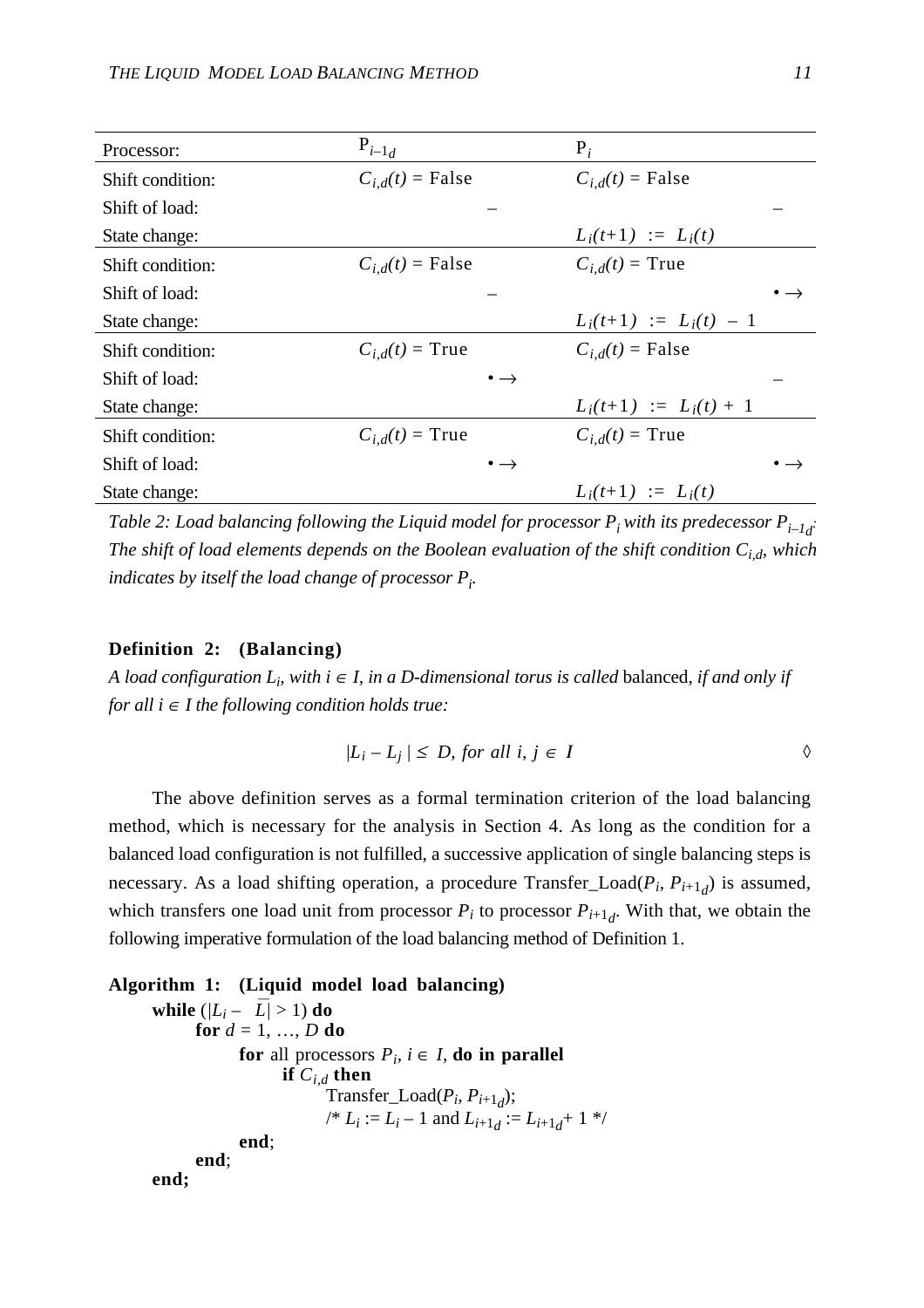| Processor: | $P_{i-1_d}$ | | $P_i$ | |
|---|---|---|---|---|
| Shift condition: | $C_{i,d}(t)$ = False | | $C_{i,d}(t)$ = False | |
| Shift of load: | | – | | – |
| State change: | | | $L_i(t+1) := L_i(t)$ | |
| Shift condition: | $C_{i,d}(t)$ = False | | $C_{i,d}(t)$ = True | |
| Shift of load: | | – | | $\bullet \rightarrow$ |
| State change: | | | $L_i(t+1) := L_i(t) - 1$ | |
| Shift condition: | $C_{i,d}(t)$ = True | | $C_{i,d}(t)$ = False | |
| Shift of load: | | $\bullet \rightarrow$ | | – |
| State change: | | | $L_i(t+1) := L_i(t) + 1$ | |
| Shift condition: | $C_{i,d}(t)$ = True | | $C_{i,d}(t)$ = True | |
| Shift of load: | | $\bullet \rightarrow$ | | $\bullet \rightarrow$ |
| State change: | | | $L_i(t+1) := L_i(t)$ | |

*Table 2: Load balancing following the Liquid model for processor $P_i$ with its predecessor $P_{i-1_d}$. The shift of load elements depends on the Boolean evaluation of the shift condition $C_{i,d}$, which indicates by itself the load change of processor $P_i$.*

**Definition 2: (Balancing)**
*A load configuration $L_i$, with $i \in I$, in a D-dimensional torus is called* balanced, *if and only if for all $i \in I$ the following condition holds true:*

$$|L_i - L_j| \leq D, \text{ for all } i, j \in I \qquad \Diamond$$

The above definition serves as a formal termination criterion of the load balancing method, which is necessary for the analysis in Section 4. As long as the condition for a balanced load configuration is not fulfilled, a successive application of single balancing steps is necessary. As a load shifting operation, a procedure Transfer_Load($P_i$, $P_{i+1_d}$) is assumed, which transfers one load unit from processor $P_i$ to processor $P_{i+1_d}$. With that, we obtain the following imperative formulation of the load balancing method of Definition 1.

**Algorithm 1: (Liquid model load balancing)**

```
while (|L_i – L̄| > 1) do
    for d = 1, …, D do
        for all processors P_i, i ∈ I, do in parallel
            if C_{i,d} then
                Transfer_Load(P_i, P_{i+1_d});
                /* L_i := L_i – 1 and L_{i+1_d} := L_{i+1_d} + 1 */
        end;
    end;
end;
```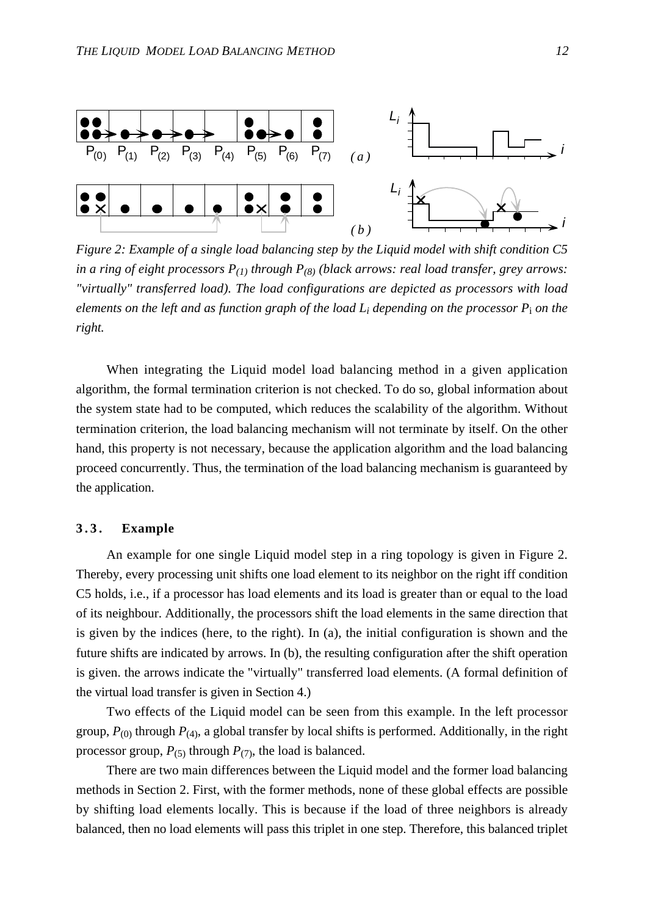*Figure 2: Example of a single load balancing step by the Liquid model with shift condition C5 in a ring of eight processors $P_{(1)}$ through $P_{(8)}$ (black arrows: real load transfer, grey arrows: "virtually" transferred load). The load configurations are depicted as processors with load elements on the left and as function graph of the load $L_i$ depending on the processor $P_i$ on the right.*

When integrating the Liquid model load balancing method in a given application algorithm, the formal termination criterion is not checked. To do so, global information about the system state had to be computed, which reduces the scalability of the algorithm. Without termination criterion, the load balancing mechanism will not terminate by itself. On the other hand, this property is not necessary, because the application algorithm and the load balancing proceed concurrently. Thus, the termination of the load balancing mechanism is guaranteed by the application.

### 3.3. Example

An example for one single Liquid model step in a ring topology is given in Figure 2. Thereby, every processing unit shifts one load element to its neighbor on the right iff condition C5 holds, i.e., if a processor has load elements and its load is greater than or equal to the load of its neighbour. Additionally, the processors shift the load elements in the same direction that is given by the indices (here, to the right). In (a), the initial configuration is shown and the future shifts are indicated by arrows. In (b), the resulting configuration after the shift operation is given. the arrows indicate the "virtually" transferred load elements. (A formal definition of the virtual load transfer is given in Section 4.)

Two effects of the Liquid model can be seen from this example. In the left processor group, $P_{(0)}$ through $P_{(4)}$, a global transfer by local shifts is performed. Additionally, in the right processor group, $P_{(5)}$ through $P_{(7)}$, the load is balanced.

There are two main differences between the Liquid model and the former load balancing methods in Section 2. First, with the former methods, none of these global effects are possible by shifting load elements locally. This is because if the load of three neighbors is already balanced, then no load elements will pass this triplet in one step. Therefore, this balanced triplet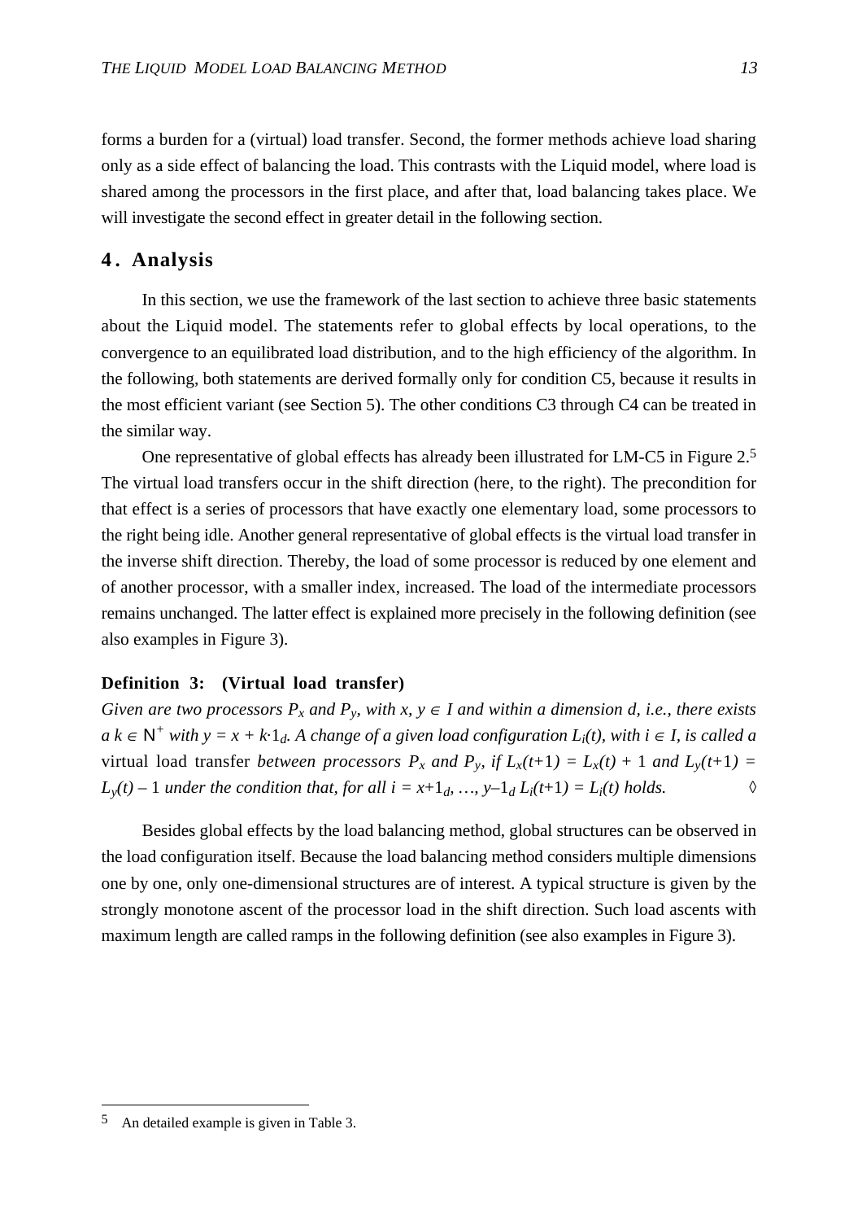forms a burden for a (virtual) load transfer. Second, the former methods achieve load sharing only as a side effect of balancing the load. This contrasts with the Liquid model, where load is shared among the processors in the first place, and after that, load balancing takes place. We will investigate the second effect in greater detail in the following section.

## 4. Analysis

In this section, we use the framework of the last section to achieve three basic statements about the Liquid model. The statements refer to global effects by local operations, to the convergence to an equilibrated load distribution, and to the high efficiency of the algorithm. In the following, both statements are derived formally only for condition C5, because it results in the most efficient variant (see Section 5). The other conditions C3 through C4 can be treated in the similar way.

One representative of global effects has already been illustrated for LM-C5 in Figure 2.[5] The virtual load transfers occur in the shift direction (here, to the right). The precondition for that effect is a series of processors that have exactly one elementary load, some processors to the right being idle. Another general representative of global effects is the virtual load transfer in the inverse shift direction. Thereby, the load of some processor is reduced by one element and of another processor, with a smaller index, increased. The load of the intermediate processors remains unchanged. The latter effect is explained more precisely in the following definition (see also examples in Figure 3).

**Definition 3: (Virtual load transfer)**
*Given are two processors $P_x$ and $P_y$, with $x, y \in I$ and within a dimension $d$, i.e., there exists a $k \in \mathbb{N}^+$ with $y = x + k \cdot 1_d$. A change of a given load configuration $L_i(t)$, with $i \in I$, is called a* virtual load transfer *between processors $P_x$ and $P_y$, if $L_x(t+1) = L_x(t) + 1$ and $L_y(t+1) = L_y(t) - 1$ under the condition that, for all $i = x+1_d, \ldots, y-1_d$ $L_i(t+1) = L_i(t)$ holds.* ◊

Besides global effects by the load balancing method, global structures can be observed in the load configuration itself. Because the load balancing method considers multiple dimensions one by one, only one-dimensional structures are of interest. A typical structure is given by the strongly monotone ascent of the processor load in the shift direction. Such load ascents with maximum length are called ramps in the following definition (see also examples in Figure 3).

---

[5] An detailed example is given in Table 3.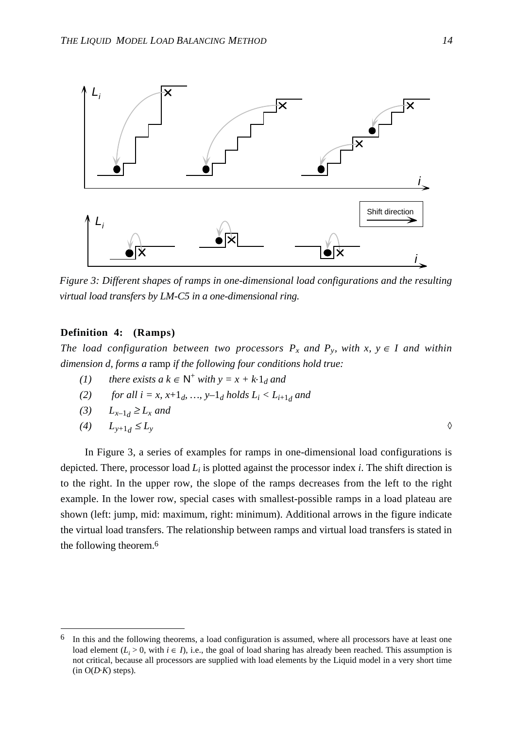*Figure 3: Different shapes of ramps in one-dimensional load configurations and the resulting virtual load transfers by LM-C5 in a one-dimensional ring.*

**Definition 4: (Ramps)**

*The load configuration between two processors $P_x$ and $P_y$, with $x, y \in I$ and within dimension d, forms a* ramp *if the following four conditions hold true:*

*(1)* *there exists a $k \in \mathbb{N}^+$ with $y = x + k \cdot 1_d$ and*

*(2)* *for all $i = x, x{+}1_d, \ldots, y{-}1_d$ holds $L_i < L_{i+1_d}$ and*

*(3)* $L_{x-1_d} \geq L_x$ *and*

*(4)* $L_{y+1_d} \leq L_y$ ◊

In Figure 3, a series of examples for ramps in one-dimensional load configurations is depicted. There, processor load $L_i$ is plotted against the processor index $i$. The shift direction is to the right. In the upper row, the slope of the ramps decreases from the left to the right example. In the lower row, special cases with smallest-possible ramps in a load plateau are shown (left: jump, mid: maximum, right: minimum). Additional arrows in the figure indicate the virtual load transfers. The relationship between ramps and virtual load transfers is stated in the following theorem.[6]

---

[6] In this and the following theorems, a load configuration is assumed, where all processors have at least one load element ($L_i > 0$, with $i \in I$), i.e., the goal of load sharing has already been reached. This assumption is not critical, because all processors are supplied with load elements by the Liquid model in a very short time (in $O(D{\cdot}K)$ steps).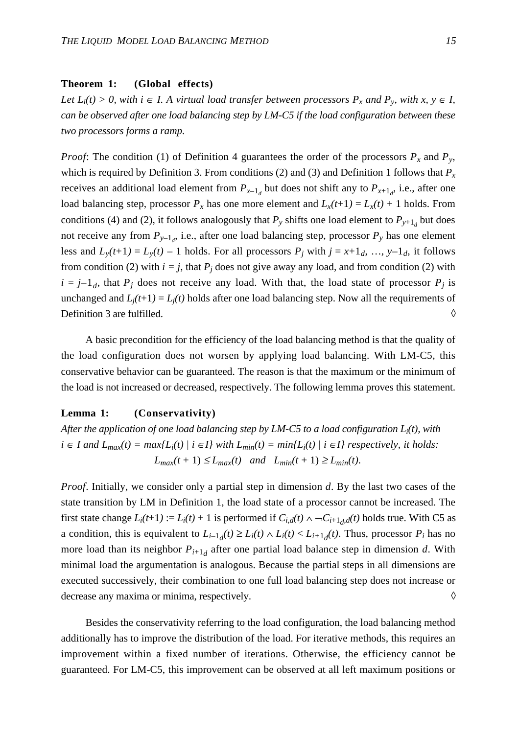**Theorem 1: (Global effects)**
*Let $L_i(t) > 0$, with $i \in I$. A virtual load transfer between processors $P_x$ and $P_y$, with $x, y \in I$, can be observed after one load balancing step by LM-C5 if the load configuration between these two processors forms a ramp.*

*Proof*: The condition (1) of Definition 4 guarantees the order of the processors $P_x$ and $P_y$, which is required by Definition 3. From conditions (2) and (3) and Definition 1 follows that $P_x$ receives an additional load element from $P_{x-1_d}$ but does not shift any to $P_{x+1_d}$, i.e., after one load balancing step, processor $P_x$ has one more element and $L_x(t+1) = L_x(t) + 1$ holds. From conditions (4) and (2), it follows analogously that $P_y$ shifts one load element to $P_{y+1_d}$ but does not receive any from $P_{y-1_d}$, i.e., after one load balancing step, processor $P_y$ has one element less and $L_y(t+1) = L_y(t) - 1$ holds. For all processors $P_j$ with $j = x+1_d, \ldots, y-1_d$, it follows from condition (2) with $i = j$, that $P_j$ does not give away any load, and from condition (2) with $i = j-1_d$, that $P_j$ does not receive any load. With that, the load state of processor $P_j$ is unchanged and $L_j(t+1) = L_j(t)$ holds after one load balancing step. Now all the requirements of Definition 3 are fulfilled. ◊

A basic precondition for the efficiency of the load balancing method is that the quality of the load configuration does not worsen by applying load balancing. With LM-C5, this conservative behavior can be guaranteed. The reason is that the maximum or the minimum of the load is not increased or decreased, respectively. The following lemma proves this statement.

**Lemma 1: (Conservativity)**
*After the application of one load balancing step by LM-C5 to a load configuration $L_i(t)$, with $i \in I$ and $L_{max}(t) = max\{L_i(t) \mid i \in I\}$ with $L_{min}(t) = min\{L_i(t) \mid i \in I\}$ respectively, it holds:*

$$L_{max}(t+1) \leq L_{max}(t) \quad and \quad L_{min}(t+1) \geq L_{min}(t).$$

*Proof*. Initially, we consider only a partial step in dimension $d$. By the last two cases of the state transition by LM in Definition 1, the load state of a processor cannot be increased. The first state change $L_i(t+1) := L_i(t) + 1$ is performed if $C_{i,d}(t) \wedge \neg C_{i+1_d,d}(t)$ holds true. With C5 as a condition, this is equivalent to $L_{i-1_d}(t) \geq L_i(t) \wedge L_i(t) < L_{i+1_d}(t)$. Thus, processor $P_i$ has no more load than its neighbor $P_{i+1_d}$ after one partial load balance step in dimension $d$. With minimal load the argumentation is analogous. Because the partial steps in all dimensions are executed successively, their combination to one full load balancing step does not increase or decrease any maxima or minima, respectively. ◊

Besides the conservativity referring to the load configuration, the load balancing method additionally has to improve the distribution of the load. For iterative methods, this requires an improvement within a fixed number of iterations. Otherwise, the efficiency cannot be guaranteed. For LM-C5, this improvement can be observed at all left maximum positions or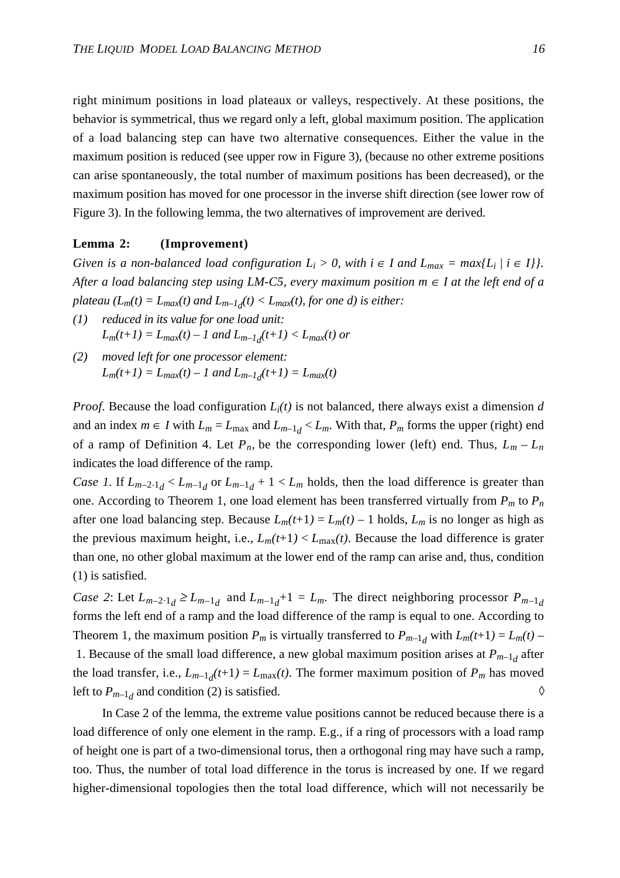right minimum positions in load plateaux or valleys, respectively. At these positions, the behavior is symmetrical, thus we regard only a left, global maximum position. The application of a load balancing step can have two alternative consequences. Either the value in the maximum position is reduced (see upper row in Figure 3), (because no other extreme positions can arise spontaneously, the total number of maximum positions has been decreased), or the maximum position has moved for one processor in the inverse shift direction (see lower row of Figure 3). In the following lemma, the two alternatives of improvement are derived.

**Lemma 2: (Improvement)**

*Given is a non-balanced load configuration $L_i > 0$, with $i \in I$ and $L_{max} = max\{L_i \mid i \in I\}\}$. After a load balancing step using LM-C5, every maximum position $m \in I$ at the left end of a plateau ($L_m(t) = L_{max}(t)$ and $L_{m-1_d}(t) < L_{max}(t)$, for one d) is either:*

*(1) reduced in its value for one load unit:*
*$L_m(t+1) = L_{max}(t) - 1$ and $L_{m-1_d}(t+1) < L_{max}(t)$ or*

*(2) moved left for one processor element:*
*$L_m(t+1) = L_{max}(t) - 1$ and $L_{m-1_d}(t+1) = L_{max}(t)$*

*Proof*. Because the load configuration $L_i(t)$ is not balanced, there always exist a dimension $d$ and an index $m \in I$ with $L_m = L_{\max}$ and $L_{m-1_d} < L_m$. With that, $P_m$ forms the upper (right) end of a ramp of Definition 4. Let $P_n$, be the corresponding lower (left) end. Thus, $L_m - L_n$ indicates the load difference of the ramp.

*Case 1*. If $L_{m-2 \cdot 1_d} < L_{m-1_d}$ or $L_{m-1_d} + 1 < L_m$ holds, then the load difference is greater than one. According to Theorem 1, one load element has been transferred virtually from $P_m$ to $P_n$ after one load balancing step. Because $L_m(t+1) = L_m(t) - 1$ holds, $L_m$ is no longer as high as the previous maximum height, i.e., $L_m(t+1) < L_{\max}(t)$. Because the load difference is grater than one, no other global maximum at the lower end of the ramp can arise and, thus, condition (1) is satisfied.

*Case 2*: Let $L_{m-2 \cdot 1_d} \geq L_{m-1_d}$ and $L_{m-1_d}+1 = L_m$. The direct neighboring processor $P_{m-1_d}$ forms the left end of a ramp and the load difference of the ramp is equal to one. According to Theorem 1, the maximum position $P_m$ is virtually transferred to $P_{m-1_d}$ with $L_m(t+1) = L_m(t) - 1$. Because of the small load difference, a new global maximum position arises at $P_{m-1_d}$ after the load transfer, i.e., $L_{m-1_d}(t+1) = L_{\max}(t)$. The former maximum position of $P_m$ has moved left to $P_{m-1_d}$ and condition (2) is satisfied. ◊

In Case 2 of the lemma, the extreme value positions cannot be reduced because there is a load difference of only one element in the ramp. E.g., if a ring of processors with a load ramp of height one is part of a two-dimensional torus, then a orthogonal ring may have such a ramp, too. Thus, the number of total load difference in the torus is increased by one. If we regard higher-dimensional topologies then the total load difference, which will not necessarily be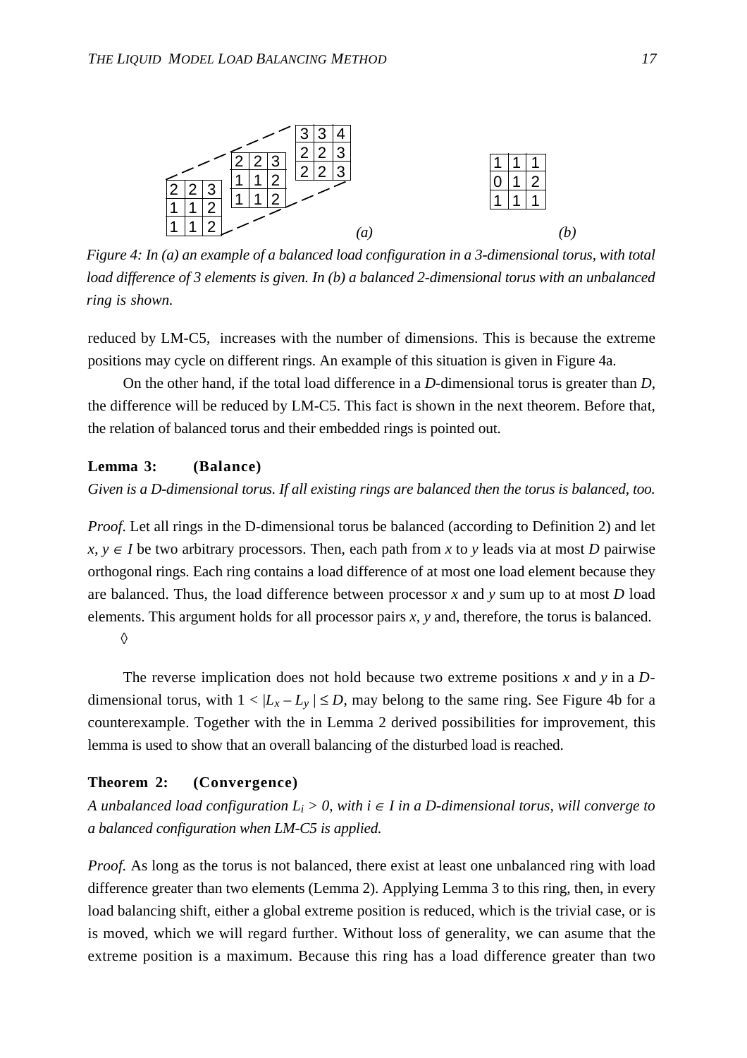| 2 | 2 | 3 |
|---|---|---|
| 1 | 1 | 2 |
| 1 | 1 | 2 |

| 2 | 2 | 3 |
|---|---|---|
| 1 | 1 | 2 |
| 1 | 1 | 2 |

| 3 | 3 | 4 |
|---|---|---|
| 2 | 2 | 3 |
| 2 | 2 | 3 |

*(a)*

| 1 | 1 | 1 |
|---|---|---|
| 0 | 1 | 2 |
| 1 | 1 | 1 |

*(b)*

*Figure 4: In (a) an example of a balanced load configuration in a 3-dimensional torus, with total load difference of 3 elements is given. In (b) a balanced 2-dimensional torus with an unbalanced ring is shown.*

reduced by LM-C5, increases with the number of dimensions. This is because the extreme positions may cycle on different rings. An example of this situation is given in Figure 4a.

On the other hand, if the total load difference in a $D$-dimensional torus is greater than $D$, the difference will be reduced by LM-C5. This fact is shown in the next theorem. Before that, the relation of balanced torus and their embedded rings is pointed out.

**Lemma 3: (Balance)**

*Given is a D-dimensional torus. If all existing rings are balanced then the torus is balanced, too.*

*Proof*. Let all rings in the D-dimensional torus be balanced (according to Definition 2) and let $x, y \in I$ be two arbitrary processors. Then, each path from $x$ to $y$ leads via at most $D$ pairwise orthogonal rings. Each ring contains a load difference of at most one load element because they are balanced. Thus, the load difference between processor $x$ and $y$ sum up to at most $D$ load elements. This argument holds for all processor pairs $x, y$ and, therefore, the torus is balanced. ◊

The reverse implication does not hold because two extreme positions $x$ and $y$ in a $D$-dimensional torus, with $1 < |L_x - L_y| \le D$, may belong to the same ring. See Figure 4b for a counterexample. Together with the in Lemma 2 derived possibilities for improvement, this lemma is used to show that an overall balancing of the disturbed load is reached.

**Theorem 2: (Convergence)**

*A unbalanced load configuration $L_i > 0$, with $i \in I$ in a D-dimensional torus, will converge to a balanced configuration when LM-C5 is applied.*

*Proof.* As long as the torus is not balanced, there exist at least one unbalanced ring with load difference greater than two elements (Lemma 2). Applying Lemma 3 to this ring, then, in every load balancing shift, either a global extreme position is reduced, which is the trivial case, or is is moved, which we will regard further. Without loss of generality, we can asume that the extreme position is a maximum. Because this ring has a load difference greater than two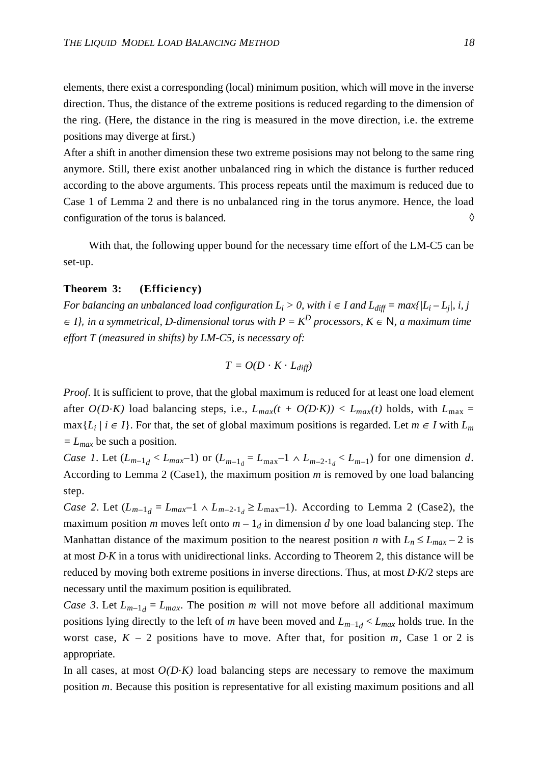elements, there exist a corresponding (local) minimum position, which will move in the inverse direction. Thus, the distance of the extreme positions is reduced regarding to the dimension of the ring. (Here, the distance in the ring is measured in the move direction, i.e. the extreme positions may diverge at first.)

After a shift in another dimension these two extreme posisions may not belong to the same ring anymore. Still, there exist another unbalanced ring in which the distance is further reduced according to the above arguments. This process repeats until the maximum is reduced due to Case 1 of Lemma 2 and there is no unbalanced ring in the torus anymore. Hence, the load configuration of the torus is balanced. ◊

With that, the following upper bound for the necessary time effort of the LM-C5 can be set-up.

**Theorem 3: (Efficiency)**

*For balancing an unbalanced load configuration $L_i > 0$, with $i \in I$ and $L_{diff} = \max\{|L_i - L_j|, i, j \in I\}$, in a symmetrical, D-dimensional torus with $P = K^D$ processors, $K \in \mathbb{N}$, a maximum time effort T (measured in shifts) by LM-C5, is necessary of:*

$$T = O(D \cdot K \cdot L_{diff})$$

*Proof.* It is sufficient to prove, that the global maximum is reduced for at least one load element after $O(D{\cdot}K)$ load balancing steps, i.e., $L_{max}(t + O(D{\cdot}K)) < L_{max}(t)$ holds, with $L_{\max} = \max\{L_i \mid i \in I\}$. For that, the set of global maximum positions is regarded. Let $m \in I$ with $L_m = L_{max}$ be such a position.

*Case 1*. Let ($L_{m-1_d} < L_{max}-1$) or ($L_{m-1_d} = L_{\max}-1 \wedge L_{m-2\cdot 1_d} < L_{m-1}$) for one dimension $d$. According to Lemma 2 (Case1), the maximum position $m$ is removed by one load balancing step.

*Case 2*. Let ($L_{m-1_d} = L_{max}-1 \wedge L_{m-2\cdot 1_d} \geq L_{\max}-1$). According to Lemma 2 (Case2), the maximum position $m$ moves left onto $m - 1_d$ in dimension $d$ by one load balancing step. The Manhattan distance of the maximum position to the nearest position $n$ with $L_n \leq L_{max} - 2$ is at most $D{\cdot}K$ in a torus with unidirectional links. According to Theorem 2, this distance will be reduced by moving both extreme positions in inverse directions. Thus, at most $D{\cdot}K/2$ steps are necessary until the maximum position is equilibrated.

*Case 3*. Let $L_{m-1_d} = L_{max}$. The position $m$ will not move before all additional maximum positions lying directly to the left of $m$ have been moved and $L_{m-1_d} < L_{max}$ holds true. In the worst case, $K - 2$ positions have to move. After that, for position $m$, Case 1 or 2 is appropriate.

In all cases, at most $O(D{\cdot}K)$ load balancing steps are necessary to remove the maximum position $m$. Because this position is representative for all existing maximum positions and all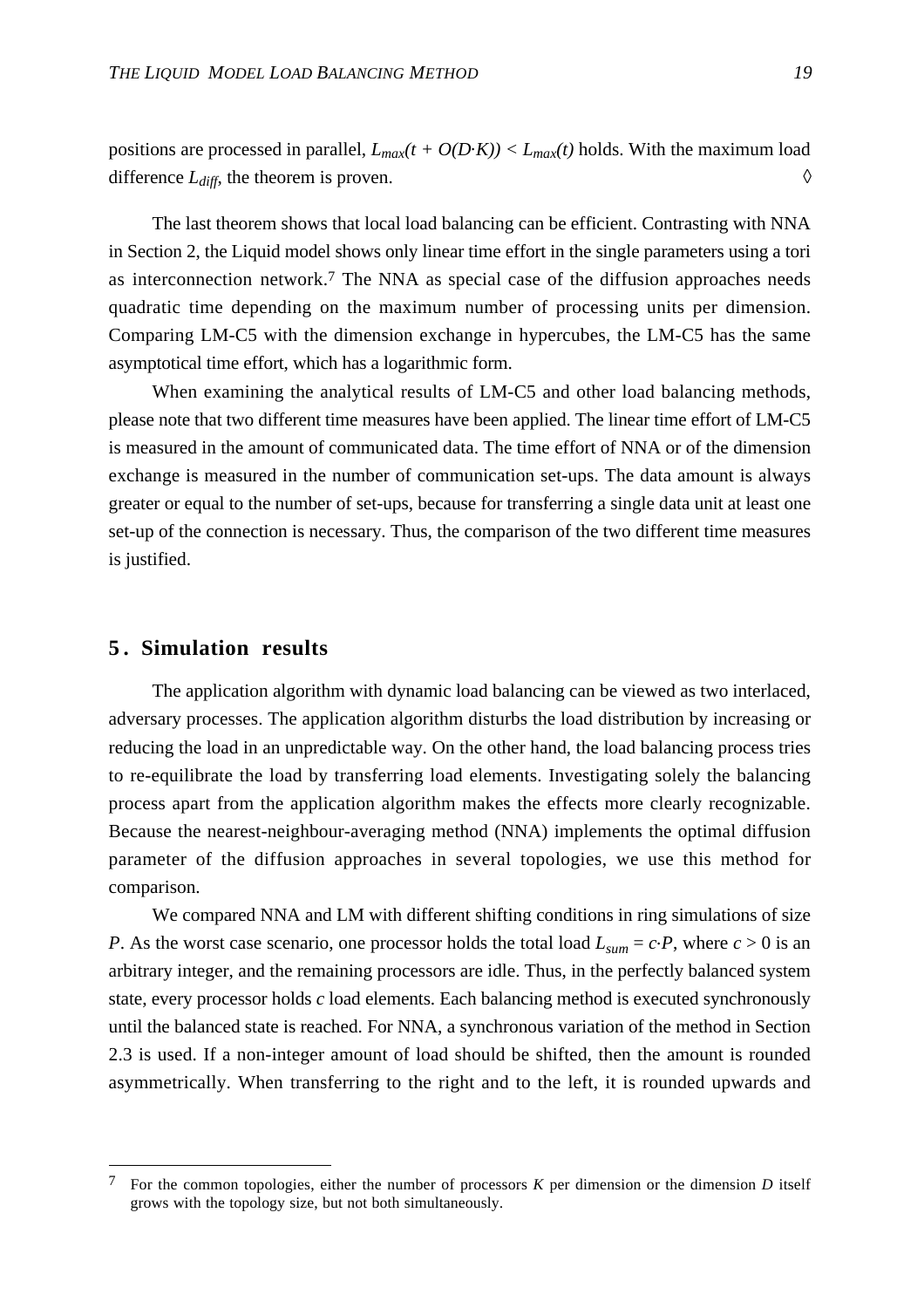positions are processed in parallel, $L_{max}(t + O(D \cdot K)) < L_{max}(t)$ holds. With the maximum load difference $L_{diff}$, the theorem is proven. ◊

The last theorem shows that local load balancing can be efficient. Contrasting with NNA in Section 2, the Liquid model shows only linear time effort in the single parameters using a tori as interconnection network.[7] The NNA as special case of the diffusion approaches needs quadratic time depending on the maximum number of processing units per dimension. Comparing LM-C5 with the dimension exchange in hypercubes, the LM-C5 has the same asymptotical time effort, which has a logarithmic form.

When examining the analytical results of LM-C5 and other load balancing methods, please note that two different time measures have been applied. The linear time effort of LM-C5 is measured in the amount of communicated data. The time effort of NNA or of the dimension exchange is measured in the number of communication set-ups. The data amount is always greater or equal to the number of set-ups, because for transferring a single data unit at least one set-up of the connection is necessary. Thus, the comparison of the two different time measures is justified.

## 5. Simulation results

The application algorithm with dynamic load balancing can be viewed as two interlaced, adversary processes. The application algorithm disturbs the load distribution by increasing or reducing the load in an unpredictable way. On the other hand, the load balancing process tries to re-equilibrate the load by transferring load elements. Investigating solely the balancing process apart from the application algorithm makes the effects more clearly recognizable. Because the nearest-neighbour-averaging method (NNA) implements the optimal diffusion parameter of the diffusion approaches in several topologies, we use this method for comparison.

We compared NNA and LM with different shifting conditions in ring simulations of size $P$. As the worst case scenario, one processor holds the total load $L_{sum} = c \cdot P$, where $c > 0$ is an arbitrary integer, and the remaining processors are idle. Thus, in the perfectly balanced system state, every processor holds $c$ load elements. Each balancing method is executed synchronously until the balanced state is reached. For NNA, a synchronous variation of the method in Section 2.3 is used. If a non-integer amount of load should be shifted, then the amount is rounded asymmetrically. When transferring to the right and to the left, it is rounded upwards and

---

[7] For the common topologies, either the number of processors $K$ per dimension or the dimension $D$ itself grows with the topology size, but not both simultaneously.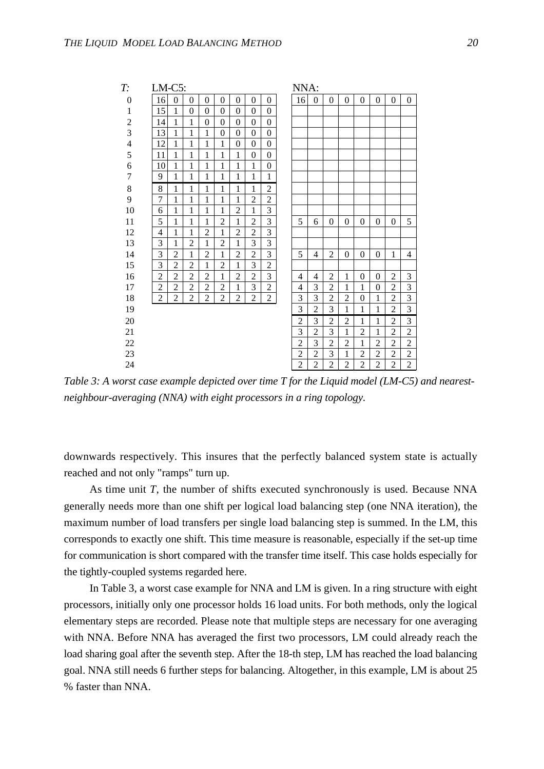| T: | LM-C5: | | | | | | | | NNA: | | | | | | | |
|---|---|---|---|---|---|---|---|---|---|---|---|---|---|---|---|---|
| 0 | 16 | 0 | 0 | 0 | 0 | 0 | 0 | 0 | 16 | 0 | 0 | 0 | 0 | 0 | 0 | 0 |
| 1 | 15 | 1 | 0 | 0 | 0 | 0 | 0 | 0 | | | | | | | | |
| 2 | 14 | 1 | 1 | 0 | 0 | 0 | 0 | 0 | | | | | | | | |
| 3 | 13 | 1 | 1 | 1 | 0 | 0 | 0 | 0 | | | | | | | | |
| 4 | 12 | 1 | 1 | 1 | 1 | 0 | 0 | 0 | | | | | | | | |
| 5 | 11 | 1 | 1 | 1 | 1 | 1 | 0 | 0 | | | | | | | | |
| 6 | 10 | 1 | 1 | 1 | 1 | 1 | 1 | 0 | | | | | | | | |
| 7 | 9 | 1 | 1 | 1 | 1 | 1 | 1 | 1 | | | | | | | | |
| 8 | 8 | 1 | 1 | 1 | 1 | 1 | 1 | 2 | | | | | | | | |
| 9 | 7 | 1 | 1 | 1 | 1 | 1 | 2 | 2 | | | | | | | | |
| 10 | 6 | 1 | 1 | 1 | 1 | 2 | 1 | 3 | | | | | | | | |
| 11 | 5 | 1 | 1 | 1 | 2 | 1 | 2 | 3 | 5 | 6 | 0 | 0 | 0 | 0 | 0 | 5 |
| 12 | 4 | 1 | 1 | 2 | 1 | 2 | 2 | 3 | | | | | | | | |
| 13 | 3 | 1 | 2 | 1 | 2 | 1 | 3 | 3 | | | | | | | | |
| 14 | 3 | 2 | 1 | 2 | 1 | 2 | 2 | 3 | 5 | 4 | 2 | 0 | 0 | 0 | 1 | 4 |
| 15 | 3 | 2 | 2 | 1 | 2 | 1 | 3 | 2 | | | | | | | | |
| 16 | 2 | 2 | 2 | 2 | 1 | 2 | 2 | 3 | 4 | 4 | 2 | 1 | 0 | 0 | 2 | 3 |
| 17 | 2 | 2 | 2 | 2 | 2 | 1 | 3 | 2 | 4 | 3 | 2 | 1 | 1 | 0 | 2 | 3 |
| 18 | 2 | 2 | 2 | 2 | 2 | 2 | 2 | 2 | 3 | 3 | 2 | 2 | 0 | 1 | 2 | 3 |
| 19 | | | | | | | | | 3 | 2 | 3 | 1 | 1 | 1 | 2 | 3 |
| 20 | | | | | | | | | 2 | 3 | 2 | 2 | 1 | 1 | 2 | 3 |
| 21 | | | | | | | | | 3 | 2 | 3 | 1 | 2 | 1 | 2 | 2 |
| 22 | | | | | | | | | 2 | 3 | 2 | 2 | 1 | 2 | 2 | 2 |
| 23 | | | | | | | | | 2 | 2 | 3 | 1 | 2 | 2 | 2 | 2 |
| 24 | | | | | | | | | 2 | 2 | 2 | 2 | 2 | 2 | 2 | 2 |

*Table 3: A worst case example depicted over time T for the Liquid model (LM-C5) and nearest-neighbour-averaging (NNA) with eight processors in a ring topology.*

downwards respectively. This insures that the perfectly balanced system state is actually reached and not only "ramps" turn up.

As time unit *T*, the number of shifts executed synchronously is used. Because NNA generally needs more than one shift per logical load balancing step (one NNA iteration), the maximum number of load transfers per single load balancing step is summed. In the LM, this corresponds to exactly one shift. This time measure is reasonable, especially if the set-up time for communication is short compared with the transfer time itself. This case holds especially for the tightly-coupled systems regarded here.

In Table 3, a worst case example for NNA and LM is given. In a ring structure with eight processors, initially only one processor holds 16 load units. For both methods, only the logical elementary steps are recorded. Please note that multiple steps are necessary for one averaging with NNA. Before NNA has averaged the first two processors, LM could already reach the load sharing goal after the seventh step. After the 18-th step, LM has reached the load balancing goal. NNA still needs 6 further steps for balancing. Altogether, in this example, LM is about 25 % faster than NNA.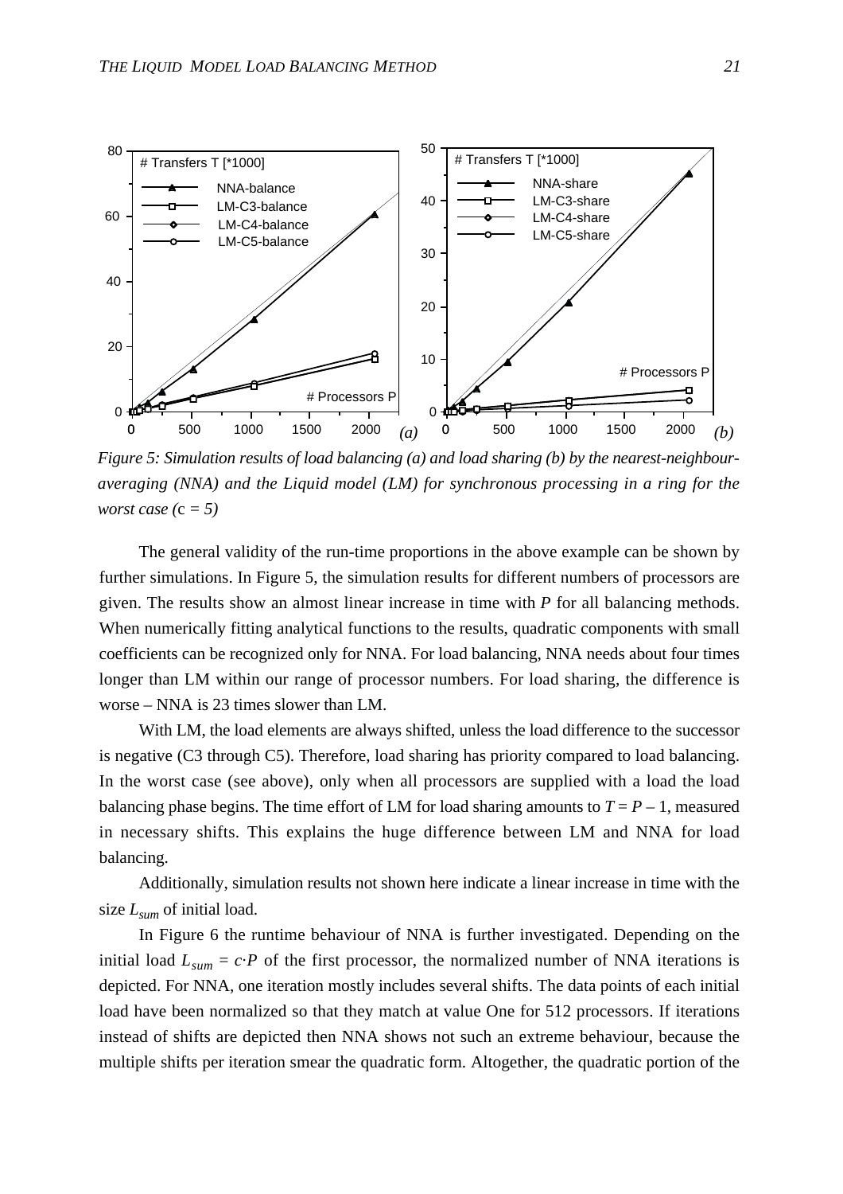*Figure 5: Simulation results of load balancing (a) and load sharing (b) by the nearest-neighbour-averaging (NNA) and the Liquid model (LM) for synchronous processing in a ring for the worst case (*$c = 5$*)*

The general validity of the run-time proportions in the above example can be shown by further simulations. In Figure 5, the simulation results for different numbers of processors are given. The results show an almost linear increase in time with $P$ for all balancing methods. When numerically fitting analytical functions to the results, quadratic components with small coefficients can be recognized only for NNA. For load balancing, NNA needs about four times longer than LM within our range of processor numbers. For load sharing, the difference is worse – NNA is 23 times slower than LM.

With LM, the load elements are always shifted, unless the load difference to the successor is negative (C3 through C5). Therefore, load sharing has priority compared to load balancing. In the worst case (see above), only when all processors are supplied with a load the load balancing phase begins. The time effort of LM for load sharing amounts to $T = P - 1$, measured in necessary shifts. This explains the huge difference between LM and NNA for load balancing.

Additionally, simulation results not shown here indicate a linear increase in time with the size $L_{sum}$ of initial load.

In Figure 6 the runtime behaviour of NNA is further investigated. Depending on the initial load $L_{sum} = c{\cdot}P$ of the first processor, the normalized number of NNA iterations is depicted. For NNA, one iteration mostly includes several shifts. The data points of each initial load have been normalized so that they match at value One for 512 processors. If iterations instead of shifts are depicted then NNA shows not such an extreme behaviour, because the multiple shifts per iteration smear the quadratic form. Altogether, the quadratic portion of the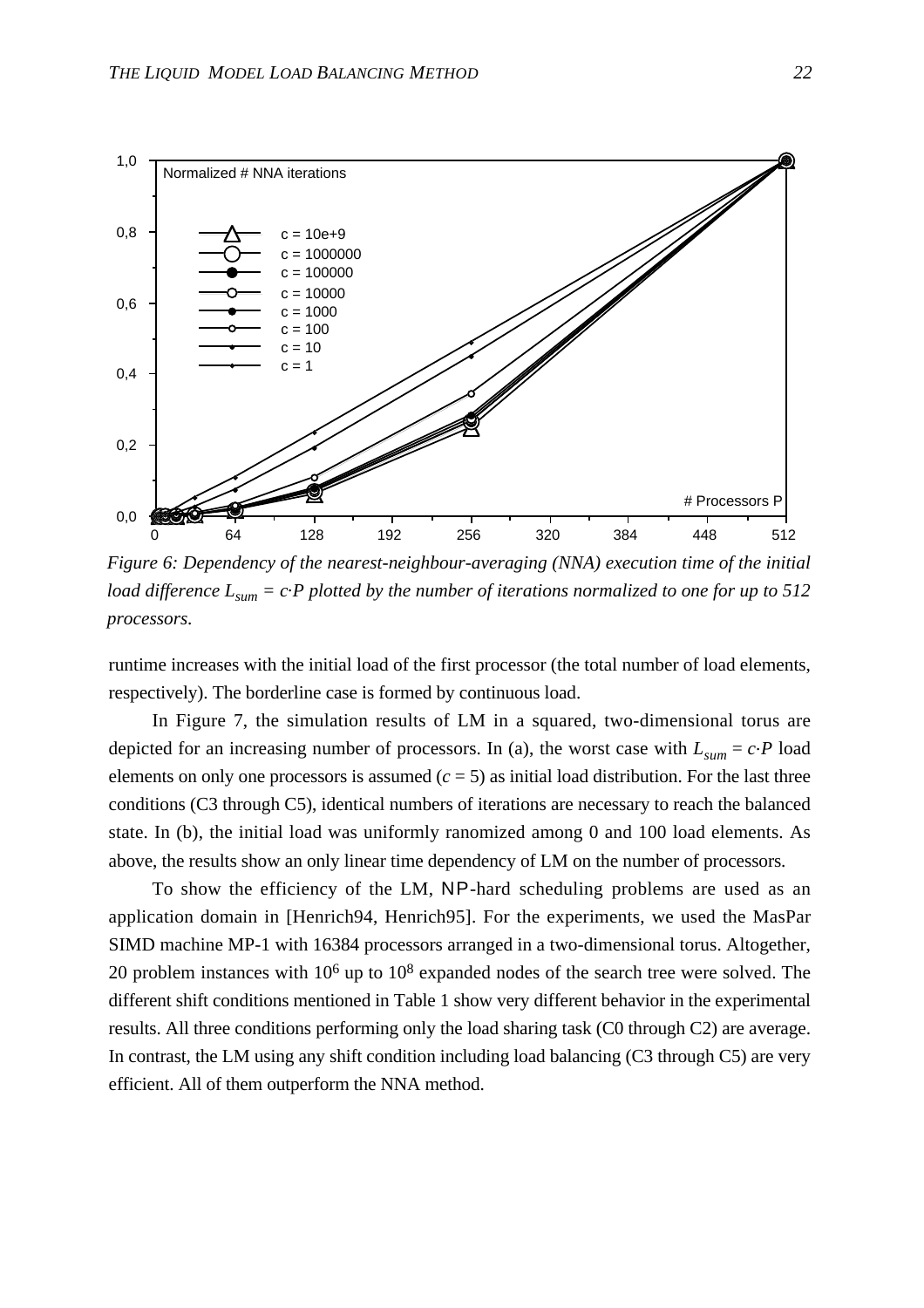*Figure 6: Dependency of the nearest-neighbour-averaging (NNA) execution time of the initial load difference $L_{sum} = c{\cdot}P$ plotted by the number of iterations normalized to one for up to 512 processors.*

runtime increases with the initial load of the first processor (the total number of load elements, respectively). The borderline case is formed by continuous load.

In Figure 7, the simulation results of LM in a squared, two-dimensional torus are depicted for an increasing number of processors. In (a), the worst case with $L_{sum} = c{\cdot}P$ load elements on only one processors is assumed ($c = 5$) as initial load distribution. For the last three conditions (C3 through C5), identical numbers of iterations are necessary to reach the balanced state. In (b), the initial load was uniformly ranomized among 0 and 100 load elements. As above, the results show an only linear time dependency of LM on the number of processors.

To show the efficiency of the LM, NP-hard scheduling problems are used as an application domain in [Henrich94, Henrich95]. For the experiments, we used the MasPar SIMD machine MP-1 with 16384 processors arranged in a two-dimensional torus. Altogether, 20 problem instances with $10^6$ up to $10^8$ expanded nodes of the search tree were solved. The different shift conditions mentioned in Table 1 show very different behavior in the experimental results. All three conditions performing only the load sharing task (C0 through C2) are average. In contrast, the LM using any shift condition including load balancing (C3 through C5) are very efficient. All of them outperform the NNA method.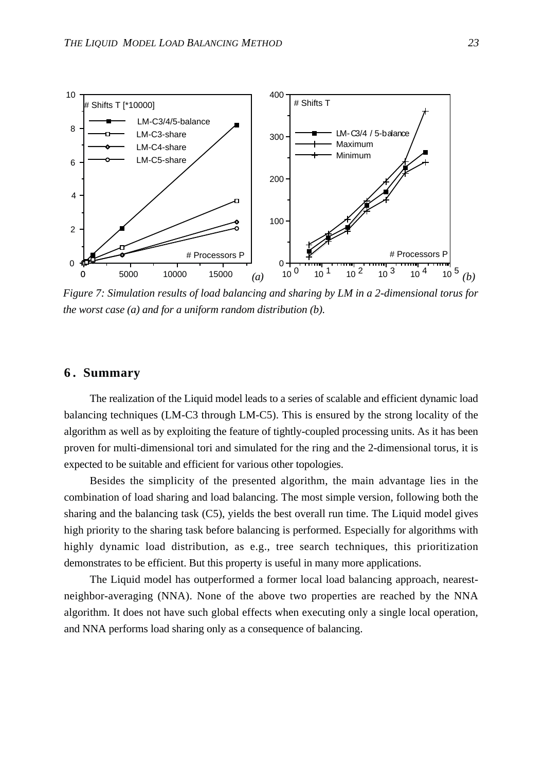Figure 7: Simulation results of load balancing and sharing by LM in a 2-dimensional torus for the worst case (a) and for a uniform random distribution (b).

## 6. Summary

The realization of the Liquid model leads to a series of scalable and efficient dynamic load balancing techniques (LM-C3 through LM-C5). This is ensured by the strong locality of the algorithm as well as by exploiting the feature of tightly-coupled processing units. As it has been proven for multi-dimensional tori and simulated for the ring and the 2-dimensional torus, it is expected to be suitable and efficient for various other topologies.

Besides the simplicity of the presented algorithm, the main advantage lies in the combination of load sharing and load balancing. The most simple version, following both the sharing and the balancing task (C5), yields the best overall run time. The Liquid model gives high priority to the sharing task before balancing is performed. Especially for algorithms with highly dynamic load distribution, as e.g., tree search techniques, this prioritization demonstrates to be efficient. But this property is useful in many more applications.

The Liquid model has outperformed a former local load balancing approach, nearest-neighbor-averaging (NNA). None of the above two properties are reached by the NNA algorithm. It does not have such global effects when executing only a single local operation, and NNA performs load sharing only as a consequence of balancing.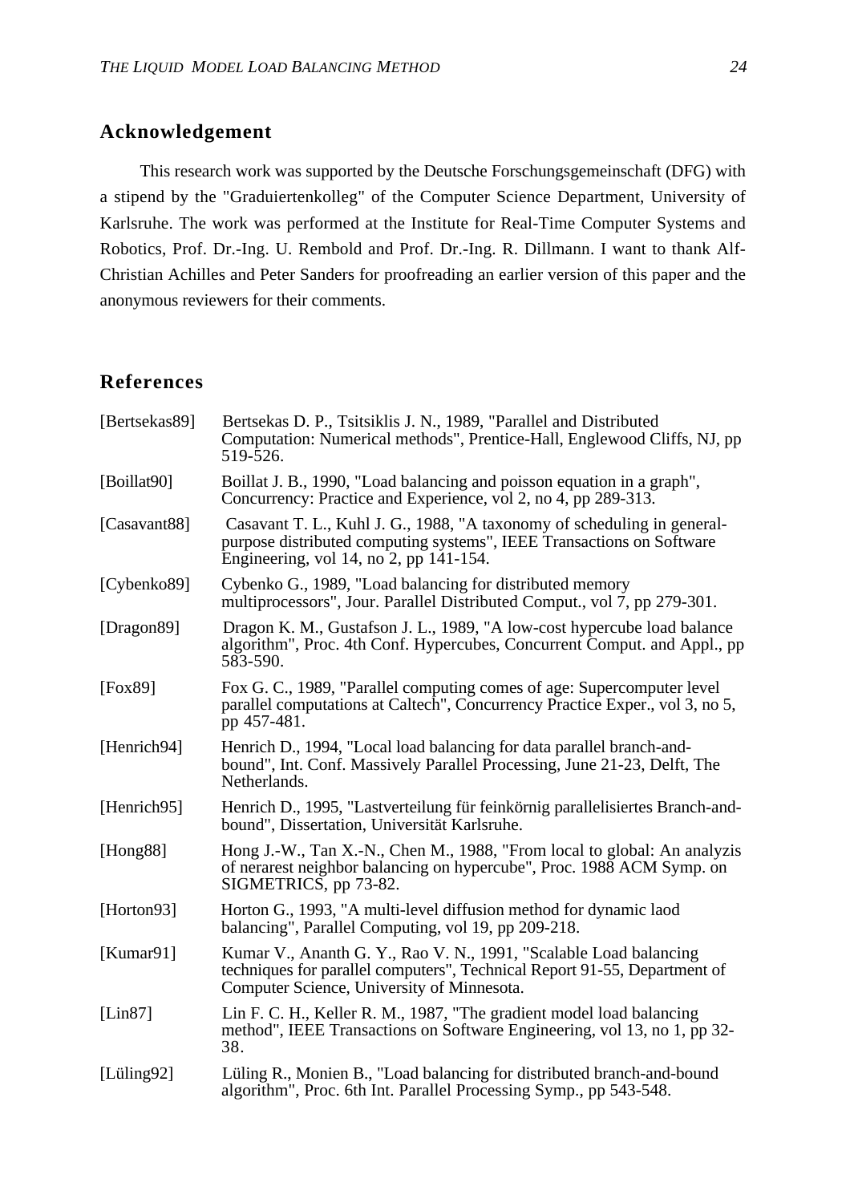## Acknowledgement

This research work was supported by the Deutsche Forschungsgemeinschaft (DFG) with a stipend by the "Graduiertenkolleg" of the Computer Science Department, University of Karlsruhe. The work was performed at the Institute for Real-Time Computer Systems and Robotics, Prof. Dr.-Ing. U. Rembold and Prof. Dr.-Ing. R. Dillmann. I want to thank Alf-Christian Achilles and Peter Sanders for proofreading an earlier version of this paper and the anonymous reviewers for their comments.

## References

[Bertsekas89] Bertsekas D. P., Tsitsiklis J. N., 1989, "Parallel and Distributed Computation: Numerical methods", Prentice-Hall, Englewood Cliffs, NJ, pp 519-526.

[Boillat90] Boillat J. B., 1990, "Load balancing and poisson equation in a graph", Concurrency: Practice and Experience, vol 2, no 4, pp 289-313.

[Casavant88] Casavant T. L., Kuhl J. G., 1988, "A taxonomy of scheduling in general-purpose distributed computing systems", IEEE Transactions on Software Engineering, vol 14, no 2, pp 141-154.

[Cybenko89] Cybenko G., 1989, "Load balancing for distributed memory multiprocessors", Jour. Parallel Distributed Comput., vol 7, pp 279-301.

[Dragon89] Dragon K. M., Gustafson J. L., 1989, "A low-cost hypercube load balance algorithm", Proc. 4th Conf. Hypercubes, Concurrent Comput. and Appl., pp 583-590.

[Fox89] Fox G. C., 1989, "Parallel computing comes of age: Supercomputer level parallel computations at Caltech", Concurrency Practice Exper., vol 3, no 5, pp 457-481.

[Henrich94] Henrich D., 1994, "Local load balancing for data parallel branch-and-bound", Int. Conf. Massively Parallel Processing, June 21-23, Delft, The Netherlands.

[Henrich95] Henrich D., 1995, "Lastverteilung für feinkörnig parallelisiertes Branch-and-bound", Dissertation, Universität Karlsruhe.

[Hong88] Hong J.-W., Tan X.-N., Chen M., 1988, "From local to global: An analyzis of nerarest neighbor balancing on hypercube", Proc. 1988 ACM Symp. on SIGMETRICS, pp 73-82.

[Horton93] Horton G., 1993, "A multi-level diffusion method for dynamic laod balancing", Parallel Computing, vol 19, pp 209-218.

[Kumar91] Kumar V., Ananth G. Y., Rao V. N., 1991, "Scalable Load balancing techniques for parallel computers", Technical Report 91-55, Department of Computer Science, University of Minnesota.

[Lin87] Lin F. C. H., Keller R. M., 1987, "The gradient model load balancing method", IEEE Transactions on Software Engineering, vol 13, no 1, pp 32-38.

[Lüling92] Lüling R., Monien B., "Load balancing for distributed branch-and-bound algorithm", Proc. 6th Int. Parallel Processing Symp., pp 543-548.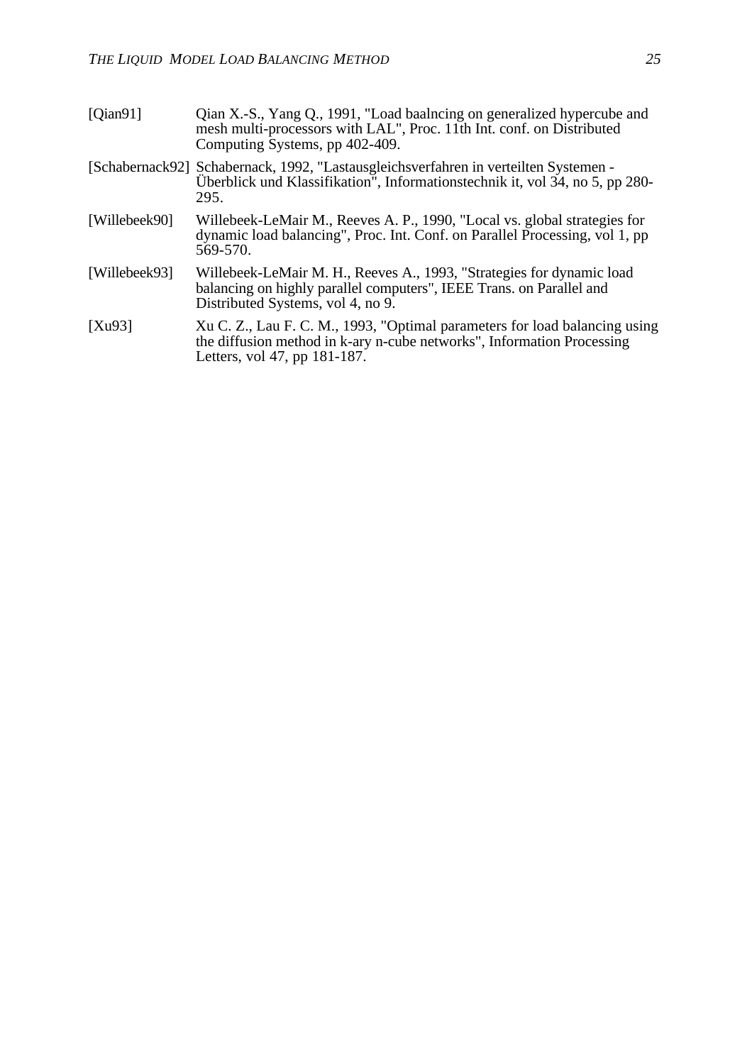[Qian91] Qian X.-S., Yang Q., 1991, "Load baalncing on generalized hypercube and mesh multi-processors with LAL", Proc. 11th Int. conf. on Distributed Computing Systems, pp 402-409.

[Schabernack92] Schabernack, 1992, "Lastausgleichsverfahren in verteilten Systemen - Überblick und Klassifikation", Informationstechnik it, vol 34, no 5, pp 280-295.

[Willebeek90] Willebeek-LeMair M., Reeves A. P., 1990, "Local vs. global strategies for dynamic load balancing", Proc. Int. Conf. on Parallel Processing, vol 1, pp 569-570.

[Willebeek93] Willebeek-LeMair M. H., Reeves A., 1993, "Strategies for dynamic load balancing on highly parallel computers", IEEE Trans. on Parallel and Distributed Systems, vol 4, no 9.

[Xu93] Xu C. Z., Lau F. C. M., 1993, "Optimal parameters for load balancing using the diffusion method in k-ary n-cube networks", Information Processing Letters, vol 47, pp 181-187.